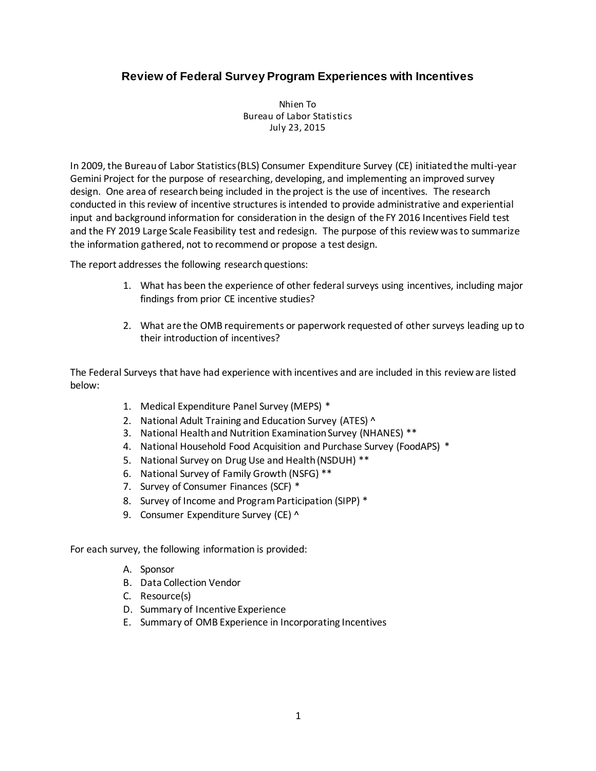# Review of Federal Survey Program Experiences with Incentives

Nhien To
Bureau of Labor Statistics
July 23, 2015

In 2009, the Bureau of Labor Statistics (BLS) Consumer Expenditure Survey (CE) initiated the multi-year Gemini Project for the purpose of researching, developing, and implementing an improved survey design. One area of research being included in the project is the use of incentives. The research conducted in this review of incentive structures is intended to provide administrative and experiential input and background information for consideration in the design of the FY 2016 Incentives Field test and the FY 2019 Large Scale Feasibility test and redesign. The purpose of this review was to summarize the information gathered, not to recommend or propose a test design.

The report addresses the following research questions:

1. What has been the experience of other federal surveys using incentives, including major findings from prior CE incentive studies?

2. What are the OMB requirements or paperwork requested of other surveys leading up to their introduction of incentives?

The Federal Surveys that have had experience with incentives and are included in this review are listed below:

1. Medical Expenditure Panel Survey (MEPS) *
2. National Adult Training and Education Survey (ATES) ^
3. National Health and Nutrition Examination Survey (NHANES) **
4. National Household Food Acquisition and Purchase Survey (FoodAPS) *
5. National Survey on Drug Use and Health (NSDUH) **
6. National Survey of Family Growth (NSFG) **
7. Survey of Consumer Finances (SCF) *
8. Survey of Income and Program Participation (SIPP) *
9. Consumer Expenditure Survey (CE) ^

For each survey, the following information is provided:

A. Sponsor
B. Data Collection Vendor
C. Resource(s)
D. Summary of Incentive Experience
E. Summary of OMB Experience in Incorporating Incentives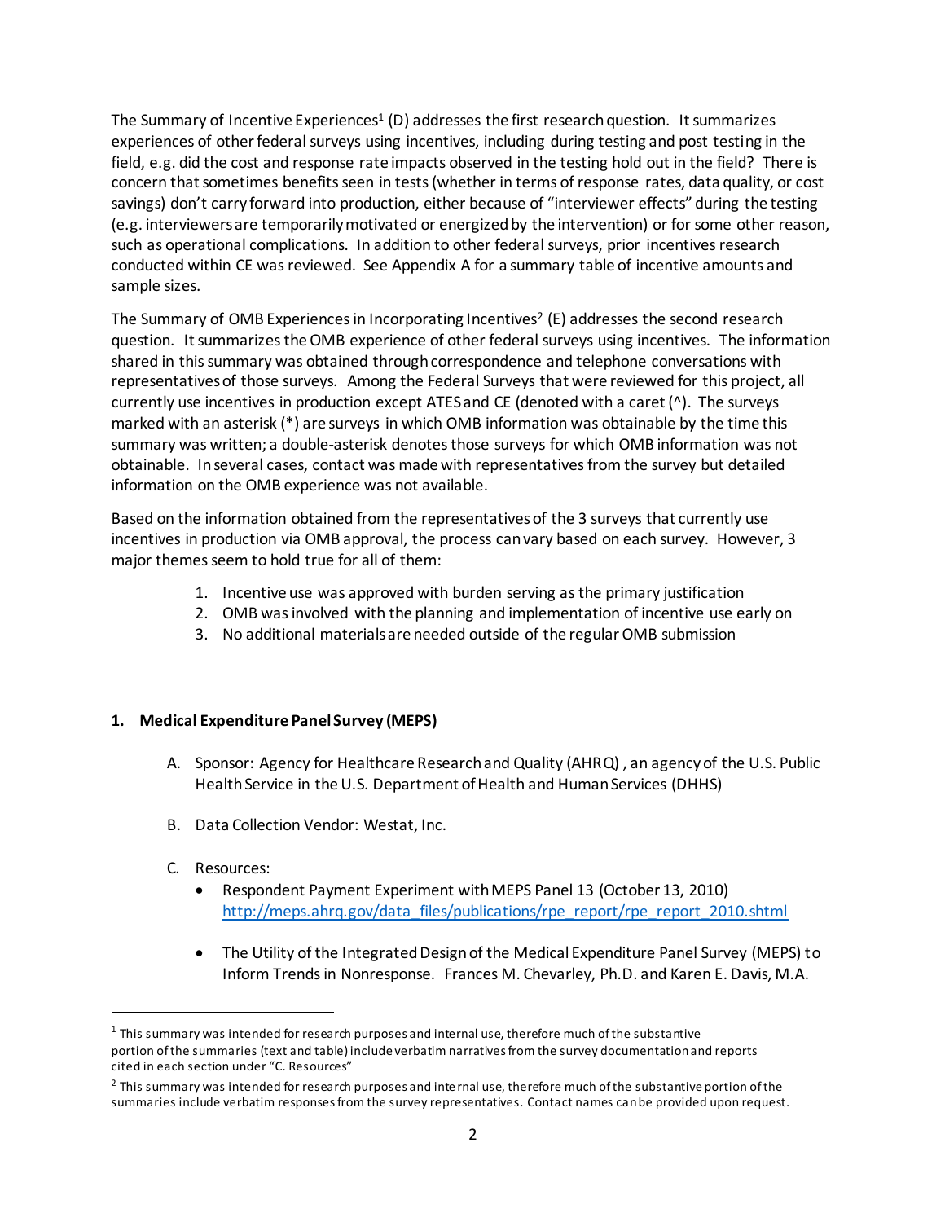The Summary of Incentive Experiences[1] (D) addresses the first research question. It summarizes experiences of other federal surveys using incentives, including during testing and post testing in the field, e.g. did the cost and response rate impacts observed in the testing hold out in the field? There is concern that sometimes benefits seen in tests (whether in terms of response rates, data quality, or cost savings) don't carry forward into production, either because of "interviewer effects" during the testing (e.g. interviewers are temporarily motivated or energized by the intervention) or for some other reason, such as operational complications. In addition to other federal surveys, prior incentives research conducted within CE was reviewed. See Appendix A for a summary table of incentive amounts and sample sizes.

The Summary of OMB Experiences in Incorporating Incentives[2] (E) addresses the second research question. It summarizes the OMB experience of other federal surveys using incentives. The information shared in this summary was obtained through correspondence and telephone conversations with representatives of those surveys. Among the Federal Surveys that were reviewed for this project, all currently use incentives in production except ATES and CE (denoted with a caret (^). The surveys marked with an asterisk (*) are surveys in which OMB information was obtainable by the time this summary was written; a double-asterisk denotes those surveys for which OMB information was not obtainable. In several cases, contact was made with representatives from the survey but detailed information on the OMB experience was not available.

Based on the information obtained from the representatives of the 3 surveys that currently use incentives in production via OMB approval, the process can vary based on each survey. However, 3 major themes seem to hold true for all of them:

1. Incentive use was approved with burden serving as the primary justification
2. OMB was involved with the planning and implementation of incentive use early on
3. No additional materials are needed outside of the regular OMB submission

**1. Medical Expenditure Panel Survey (MEPS)**

A. Sponsor: Agency for Healthcare Research and Quality (AHRQ) , an agency of the U.S. Public Health Service in the U.S. Department of Health and Human Services (DHHS)

B. Data Collection Vendor: Westat, Inc.

C. Resources:
   - Respondent Payment Experiment with MEPS Panel 13 (October 13, 2010) [http://meps.ahrq.gov/data_files/publications/rpe_report/rpe_report_2010.shtml](http://meps.ahrq.gov/data_files/publications/rpe_report/rpe_report_2010.shtml)
   - The Utility of the Integrated Design of the Medical Expenditure Panel Survey (MEPS) to Inform Trends in Nonresponse. Frances M. Chevarley, Ph.D. and Karen E. Davis, M.A.

---

[1] This summary was intended for research purposes and internal use, therefore much of the substantive portion of the summaries (text and table) include verbatim narratives from the survey documentation and reports cited in each section under "C. Resources"

[2] This summary was intended for research purposes and internal use, therefore much of the substantive portion of the summaries include verbatim responses from the survey representatives. Contact names can be provided upon request.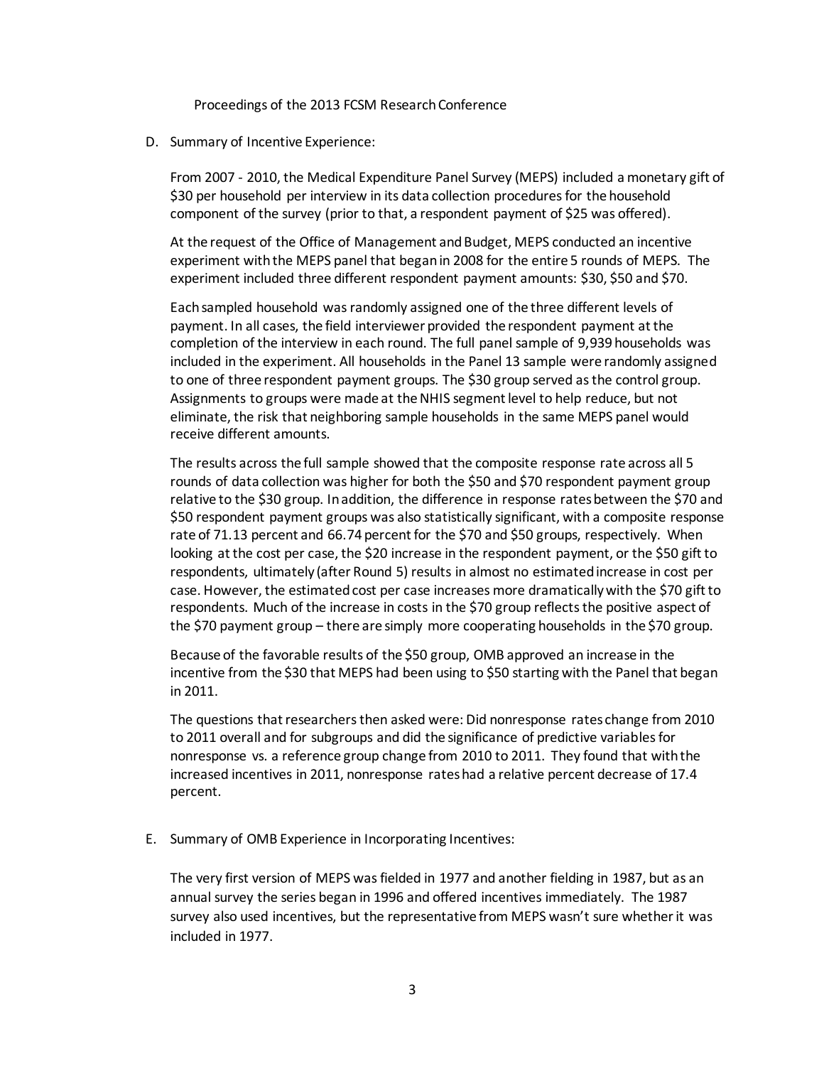D. Summary of Incentive Experience:

From 2007 - 2010, the Medical Expenditure Panel Survey (MEPS) included a monetary gift of $30 per household per interview in its data collection procedures for the household component of the survey (prior to that, a respondent payment of $25 was offered).

At the request of the Office of Management and Budget, MEPS conducted an incentive experiment with the MEPS panel that began in 2008 for the entire 5 rounds of MEPS. The experiment included three different respondent payment amounts: $30, $50 and $70.

Each sampled household was randomly assigned one of the three different levels of payment. In all cases, the field interviewer provided the respondent payment at the completion of the interview in each round. The full panel sample of 9,939 households was included in the experiment. All households in the Panel 13 sample were randomly assigned to one of three respondent payment groups. The $30 group served as the control group. Assignments to groups were made at the NHIS segment level to help reduce, but not eliminate, the risk that neighboring sample households in the same MEPS panel would receive different amounts.

The results across the full sample showed that the composite response rate across all 5 rounds of data collection was higher for both the $50 and $70 respondent payment group relative to the $30 group. In addition, the difference in response rates between the $70 and $50 respondent payment groups was also statistically significant, with a composite response rate of 71.13 percent and 66.74 percent for the $70 and $50 groups, respectively. When looking at the cost per case, the $20 increase in the respondent payment, or the $50 gift to respondents, ultimately (after Round 5) results in almost no estimated increase in cost per case. However, the estimated cost per case increases more dramatically with the $70 gift to respondents. Much of the increase in costs in the $70 group reflects the positive aspect of the $70 payment group – there are simply more cooperating households in the $70 group.

Because of the favorable results of the $50 group, OMB approved an increase in the incentive from the $30 that MEPS had been using to $50 starting with the Panel that began in 2011.

The questions that researchers then asked were: Did nonresponse rates change from 2010 to 2011 overall and for subgroups and did the significance of predictive variables for nonresponse vs. a reference group change from 2010 to 2011. They found that with the increased incentives in 2011, nonresponse rates had a relative percent decrease of 17.4 percent.

E. Summary of OMB Experience in Incorporating Incentives:

The very first version of MEPS was fielded in 1977 and another fielding in 1987, but as an annual survey the series began in 1996 and offered incentives immediately. The 1987 survey also used incentives, but the representative from MEPS wasn't sure whether it was included in 1977.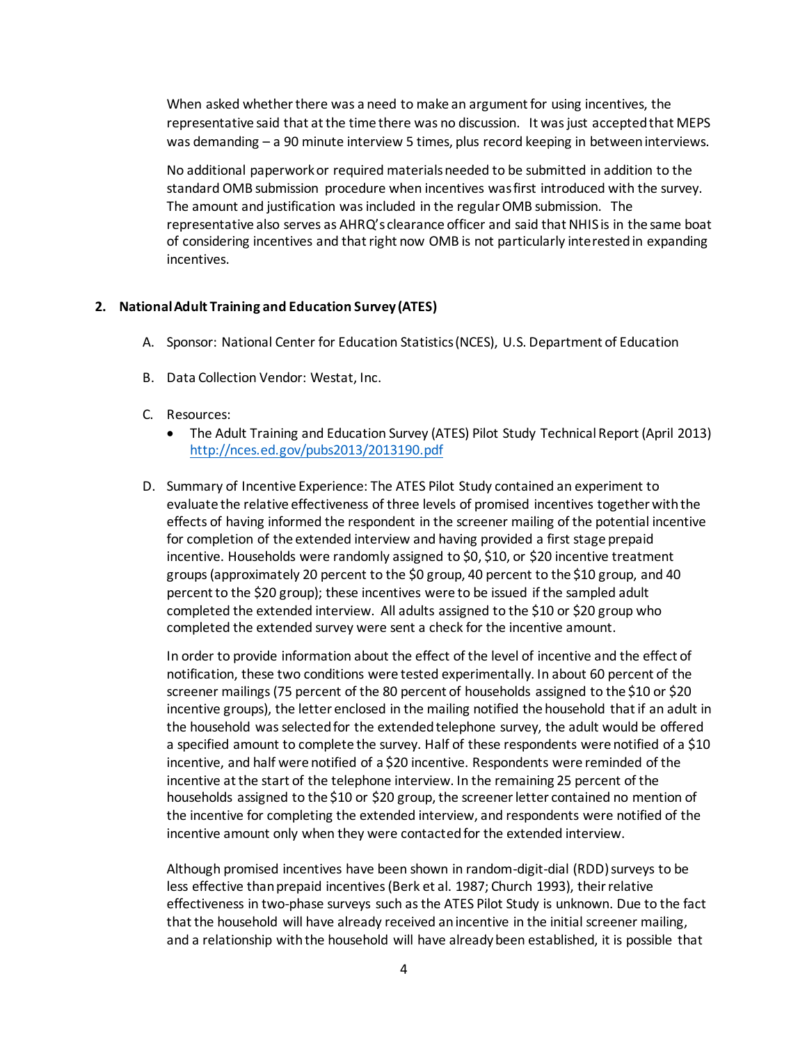When asked whether there was a need to make an argument for using incentives, the representative said that at the time there was no discussion. It was just accepted that MEPS was demanding – a 90 minute interview 5 times, plus record keeping in between interviews.

No additional paperwork or required materials needed to be submitted in addition to the standard OMB submission procedure when incentives was first introduced with the survey. The amount and justification was included in the regular OMB submission. The representative also serves as AHRQ's clearance officer and said that NHIS is in the same boat of considering incentives and that right now OMB is not particularly interested in expanding incentives.

**2. National Adult Training and Education Survey (ATES)**

A. Sponsor: National Center for Education Statistics (NCES), U.S. Department of Education

B. Data Collection Vendor: Westat, Inc.

C. Resources:
- The Adult Training and Education Survey (ATES) Pilot Study Technical Report (April 2013) http://nces.ed.gov/pubs2013/2013190.pdf

D. Summary of Incentive Experience: The ATES Pilot Study contained an experiment to evaluate the relative effectiveness of three levels of promised incentives together with the effects of having informed the respondent in the screener mailing of the potential incentive for completion of the extended interview and having provided a first stage prepaid incentive. Households were randomly assigned to $0, $10, or $20 incentive treatment groups (approximately 20 percent to the $0 group, 40 percent to the $10 group, and 40 percent to the $20 group); these incentives were to be issued if the sampled adult completed the extended interview. All adults assigned to the $10 or $20 group who completed the extended survey were sent a check for the incentive amount.

In order to provide information about the effect of the level of incentive and the effect of notification, these two conditions were tested experimentally. In about 60 percent of the screener mailings (75 percent of the 80 percent of households assigned to the $10 or $20 incentive groups), the letter enclosed in the mailing notified the household that if an adult in the household was selected for the extended telephone survey, the adult would be offered a specified amount to complete the survey. Half of these respondents were notified of a $10 incentive, and half were notified of a $20 incentive. Respondents were reminded of the incentive at the start of the telephone interview. In the remaining 25 percent of the households assigned to the $10 or $20 group, the screener letter contained no mention of the incentive for completing the extended interview, and respondents were notified of the incentive amount only when they were contacted for the extended interview.

Although promised incentives have been shown in random-digit-dial (RDD) surveys to be less effective than prepaid incentives (Berk et al. 1987; Church 1993), their relative effectiveness in two-phase surveys such as the ATES Pilot Study is unknown. Due to the fact that the household will have already received an incentive in the initial screener mailing, and a relationship with the household will have already been established, it is possible that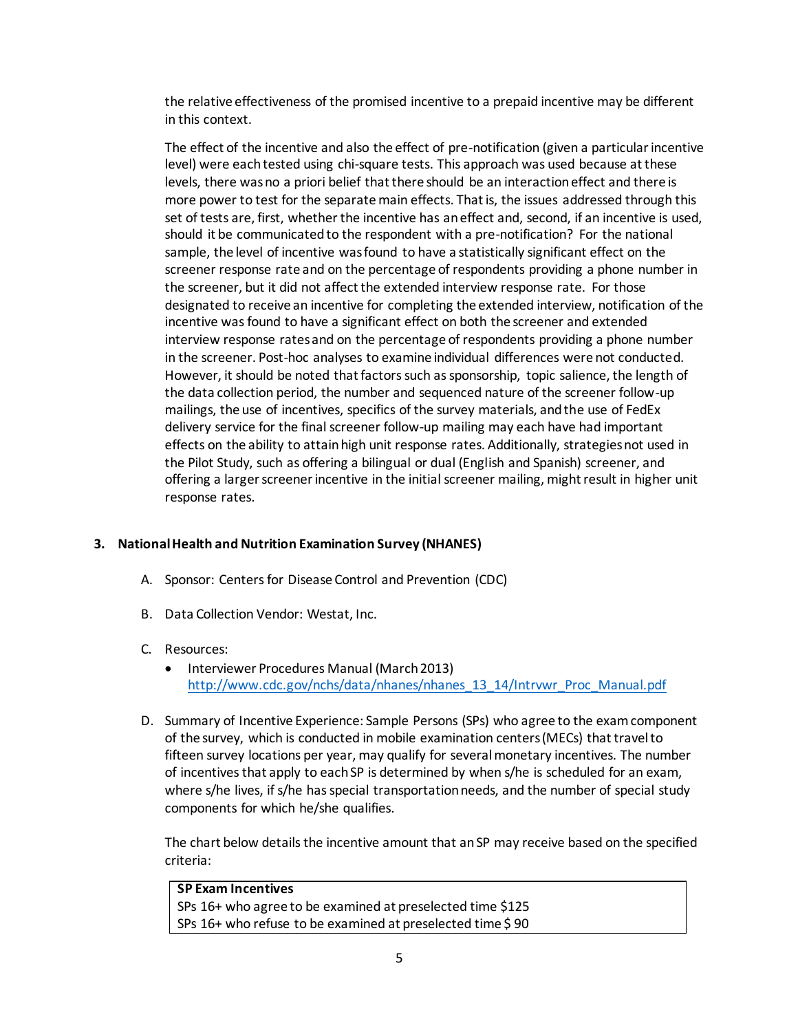the relative effectiveness of the promised incentive to a prepaid incentive may be different in this context.

The effect of the incentive and also the effect of pre-notification (given a particular incentive level) were each tested using chi-square tests. This approach was used because at these levels, there was no a priori belief that there should be an interaction effect and there is more power to test for the separate main effects. That is, the issues addressed through this set of tests are, first, whether the incentive has an effect and, second, if an incentive is used, should it be communicated to the respondent with a pre-notification? For the national sample, the level of incentive was found to have a statistically significant effect on the screener response rate and on the percentage of respondents providing a phone number in the screener, but it did not affect the extended interview response rate. For those designated to receive an incentive for completing the extended interview, notification of the incentive was found to have a significant effect on both the screener and extended interview response rates and on the percentage of respondents providing a phone number in the screener. Post-hoc analyses to examine individual differences were not conducted. However, it should be noted that factors such as sponsorship, topic salience, the length of the data collection period, the number and sequenced nature of the screener follow-up mailings, the use of incentives, specifics of the survey materials, and the use of FedEx delivery service for the final screener follow-up mailing may each have had important effects on the ability to attain high unit response rates. Additionally, strategies not used in the Pilot Study, such as offering a bilingual or dual (English and Spanish) screener, and offering a larger screener incentive in the initial screener mailing, might result in higher unit response rates.

### 3. National Health and Nutrition Examination Survey (NHANES)

A. Sponsor: Centers for Disease Control and Prevention (CDC)

B. Data Collection Vendor: Westat, Inc.

C. Resources:
   - Interviewer Procedures Manual (March 2013) http://www.cdc.gov/nchs/data/nhanes/nhanes_13_14/Intrvwr_Proc_Manual.pdf

D. Summary of Incentive Experience: Sample Persons (SPs) who agree to the exam component of the survey, which is conducted in mobile examination centers (MECs) that travel to fifteen survey locations per year, may qualify for several monetary incentives. The number of incentives that apply to each SP is determined by when s/he is scheduled for an exam, where s/he lives, if s/he has special transportation needs, and the number of special study components for which he/she qualifies.

   The chart below details the incentive amount that an SP may receive based on the specified criteria:

| **SP Exam Incentives** |
| --- |
| SPs 16+ who agree to be examined at preselected time $125 |
| SPs 16+ who refuse to be examined at preselected time $ 90 |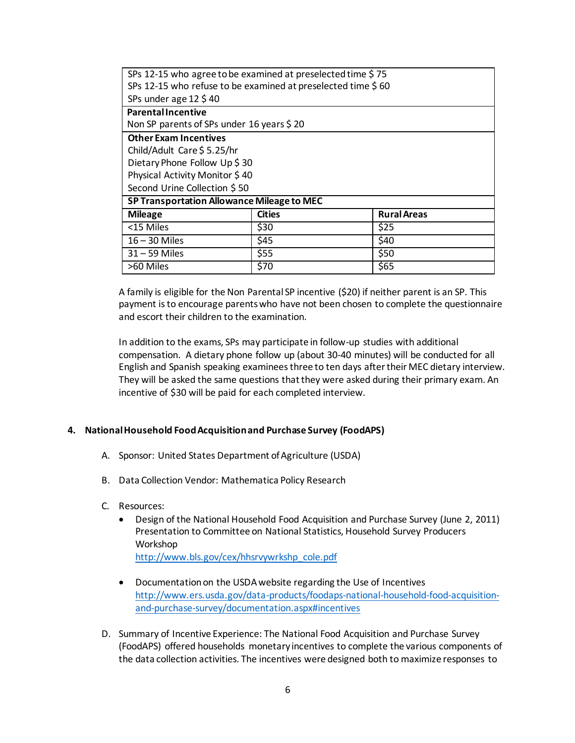| SPs 12-15 who agree to be examined at preselected time $ 75<br>SPs 12-15 who refuse to be examined at preselected time $ 60<br>SPs under age 12 $ 40 | | |
|---|---|---|
| **Parental Incentive**<br>Non SP parents of SPs under 16 years $ 20 | | |
| **Other Exam Incentives**<br>Child/Adult Care $ 5.25/hr<br>Dietary Phone Follow Up $ 30<br>Physical Activity Monitor $ 40<br>Second Urine Collection $ 50 | | |
| **SP Transportation Allowance Mileage to MEC** | | |
| **Mileage** | **Cities** | **Rural Areas** |
| <15 Miles | $30 | $25 |
| 16 – 30 Miles | $45 | $40 |
| 31 – 59 Miles | $55 | $50 |
| >60 Miles | $70 | $65 |

A family is eligible for the Non Parental SP incentive ($20) if neither parent is an SP. This payment is to encourage parents who have not been chosen to complete the questionnaire and escort their children to the examination.

In addition to the exams, SPs may participate in follow-up studies with additional compensation. A dietary phone follow up (about 30-40 minutes) will be conducted for all English and Spanish speaking examinees three to ten days after their MEC dietary interview. They will be asked the same questions that they were asked during their primary exam. An incentive of $30 will be paid for each completed interview.

## 4. National Household Food Acquisition and Purchase Survey (FoodAPS)

A. Sponsor: United States Department of Agriculture (USDA)

B. Data Collection Vendor: Mathematica Policy Research

C. Resources:

- Design of the National Household Food Acquisition and Purchase Survey (June 2, 2011) Presentation to Committee on National Statistics, Household Survey Producers Workshop
  http://www.bls.gov/cex/hhsrvywrkshp_cole.pdf

- Documentation on the USDA website regarding the Use of Incentives
  http://www.ers.usda.gov/data-products/foodaps-national-household-food-acquisition-and-purchase-survey/documentation.aspx#incentives

D. Summary of Incentive Experience: The National Food Acquisition and Purchase Survey (FoodAPS) offered households monetary incentives to complete the various components of the data collection activities. The incentives were designed both to maximize responses to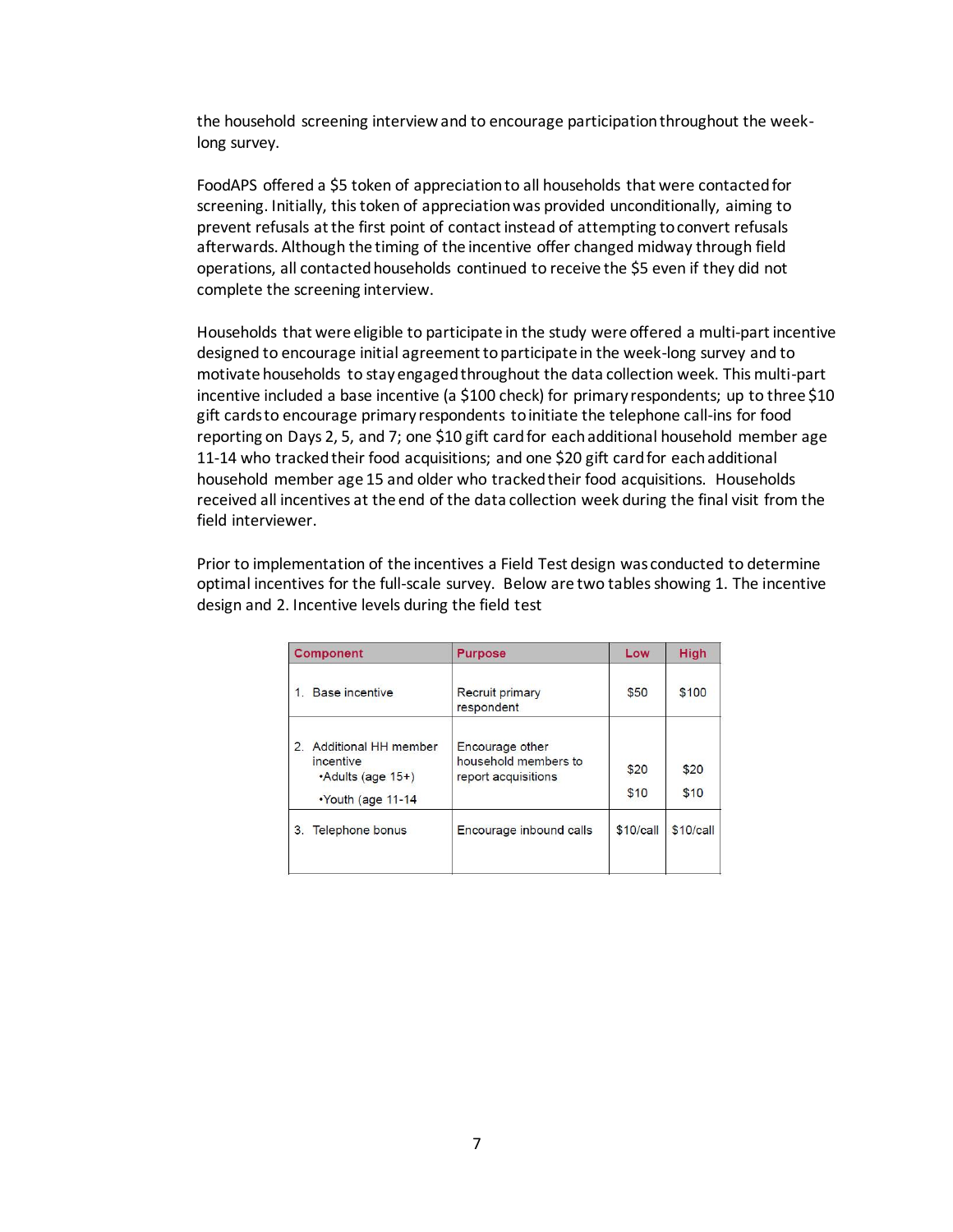the household screening interview and to encourage participation throughout the week-long survey.

FoodAPS offered a $5 token of appreciation to all households that were contacted for screening. Initially, this token of appreciation was provided unconditionally, aiming to prevent refusals at the first point of contact instead of attempting to convert refusals afterwards. Although the timing of the incentive offer changed midway through field operations, all contacted households continued to receive the $5 even if they did not complete the screening interview.

Households that were eligible to participate in the study were offered a multi-part incentive designed to encourage initial agreement to participate in the week-long survey and to motivate households to stay engaged throughout the data collection week. This multi-part incentive included a base incentive (a $100 check) for primary respondents; up to three $10 gift cards to encourage primary respondents to initiate the telephone call-ins for food reporting on Days 2, 5, and 7; one $10 gift card for each additional household member age 11-14 who tracked their food acquisitions; and one $20 gift card for each additional household member age 15 and older who tracked their food acquisitions. Households received all incentives at the end of the data collection week during the final visit from the field interviewer.

Prior to implementation of the incentives a Field Test design was conducted to determine optimal incentives for the full-scale survey. Below are two tables showing 1. The incentive design and 2. Incentive levels during the field test

| Component | Purpose | Low | High |
|---|---|---|---|
| 1. Base incentive | Recruit primary respondent | $50 | $100 |
| 2. Additional HH member incentive<br>•Adults (age 15+)<br>•Youth (age 11-14 | Encourage other household members to report acquisitions | $20<br>$10 | $20<br>$10 |
| 3. Telephone bonus | Encourage inbound calls | $10/call | $10/call |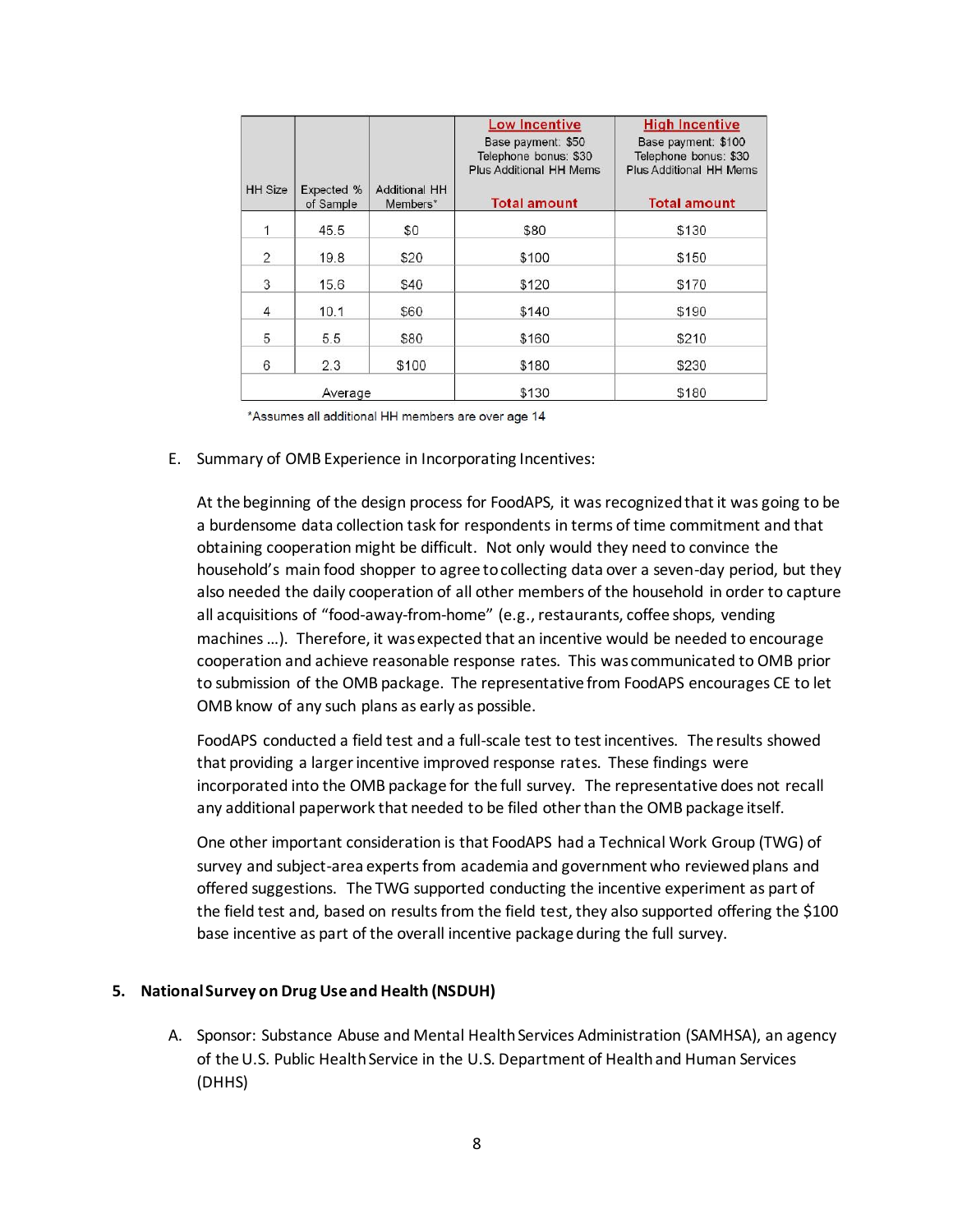| HH Size | Expected % of Sample | Additional HH Members* | Low Incentive<br>Base payment: $50<br>Telephone bonus: $30<br>Plus Additional HH Mems<br>Total amount | High Incentive<br>Base payment: $100<br>Telephone bonus: $30<br>Plus Additional HH Mems<br>Total amount |
|---|---|---|---|---|
| 1 | 45.5 | $0 | $80 | $130 |
| 2 | 19.8 | $20 | $100 | $150 |
| 3 | 15.6 | $40 | $120 | $170 |
| 4 | 10.1 | $60 | $140 | $190 |
| 5 | 5.5 | $80 | $160 | $210 |
| 6 | 2.3 | $100 | $180 | $230 |
| Average | | | $130 | $180 |

*Assumes all additional HH members are over age 14

E. Summary of OMB Experience in Incorporating Incentives:

At the beginning of the design process for FoodAPS, it was recognized that it was going to be a burdensome data collection task for respondents in terms of time commitment and that obtaining cooperation might be difficult. Not only would they need to convince the household's main food shopper to agree to collecting data over a seven-day period, but they also needed the daily cooperation of all other members of the household in order to capture all acquisitions of "food-away-from-home" (e.g., restaurants, coffee shops, vending machines …). Therefore, it was expected that an incentive would be needed to encourage cooperation and achieve reasonable response rates. This was communicated to OMB prior to submission of the OMB package. The representative from FoodAPS encourages CE to let OMB know of any such plans as early as possible.

FoodAPS conducted a field test and a full-scale test to test incentives. The results showed that providing a larger incentive improved response rates. These findings were incorporated into the OMB package for the full survey. The representative does not recall any additional paperwork that needed to be filed other than the OMB package itself.

One other important consideration is that FoodAPS had a Technical Work Group (TWG) of survey and subject-area experts from academia and government who reviewed plans and offered suggestions. The TWG supported conducting the incentive experiment as part of the field test and, based on results from the field test, they also supported offering the $100 base incentive as part of the overall incentive package during the full survey.

## 5. National Survey on Drug Use and Health (NSDUH)

A. Sponsor: Substance Abuse and Mental Health Services Administration (SAMHSA), an agency of the U.S. Public Health Service in the U.S. Department of Health and Human Services (DHHS)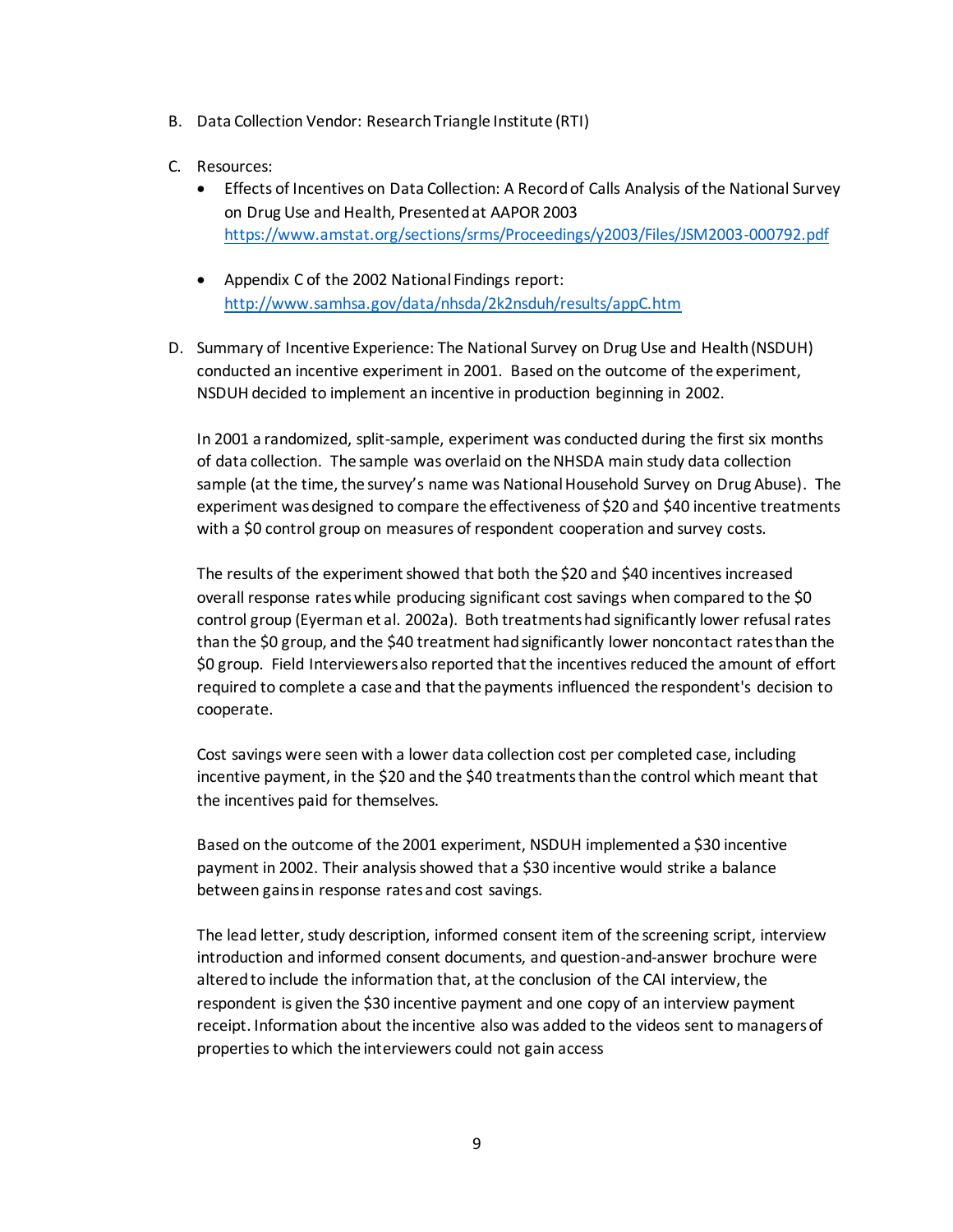B. Data Collection Vendor: Research Triangle Institute (RTI)

C. Resources:
   - Effects of Incentives on Data Collection: A Record of Calls Analysis of the National Survey on Drug Use and Health, Presented at AAPOR 2003 https://www.amstat.org/sections/srms/Proceedings/y2003/Files/JSM2003-000792.pdf

   - Appendix C of the 2002 National Findings report: http://www.samhsa.gov/data/nhsda/2k2nsduh/results/appC.htm

D. Summary of Incentive Experience: The National Survey on Drug Use and Health (NSDUH) conducted an incentive experiment in 2001. Based on the outcome of the experiment, NSDUH decided to implement an incentive in production beginning in 2002.

   In 2001 a randomized, split-sample, experiment was conducted during the first six months of data collection. The sample was overlaid on the NHSDA main study data collection sample (at the time, the survey's name was National Household Survey on Drug Abuse). The experiment was designed to compare the effectiveness of $20 and $40 incentive treatments with a $0 control group on measures of respondent cooperation and survey costs.

   The results of the experiment showed that both the $20 and $40 incentives increased overall response rates while producing significant cost savings when compared to the $0 control group (Eyerman et al. 2002a). Both treatments had significantly lower refusal rates than the $0 group, and the $40 treatment had significantly lower noncontact rates than the $0 group. Field Interviewers also reported that the incentives reduced the amount of effort required to complete a case and that the payments influenced the respondent's decision to cooperate.

   Cost savings were seen with a lower data collection cost per completed case, including incentive payment, in the $20 and the $40 treatments than the control which meant that the incentives paid for themselves.

   Based on the outcome of the 2001 experiment, NSDUH implemented a $30 incentive payment in 2002. Their analysis showed that a $30 incentive would strike a balance between gains in response rates and cost savings.

   The lead letter, study description, informed consent item of the screening script, interview introduction and informed consent documents, and question-and-answer brochure were altered to include the information that, at the conclusion of the CAI interview, the respondent is given the $30 incentive payment and one copy of an interview payment receipt. Information about the incentive also was added to the videos sent to managers of properties to which the interviewers could not gain access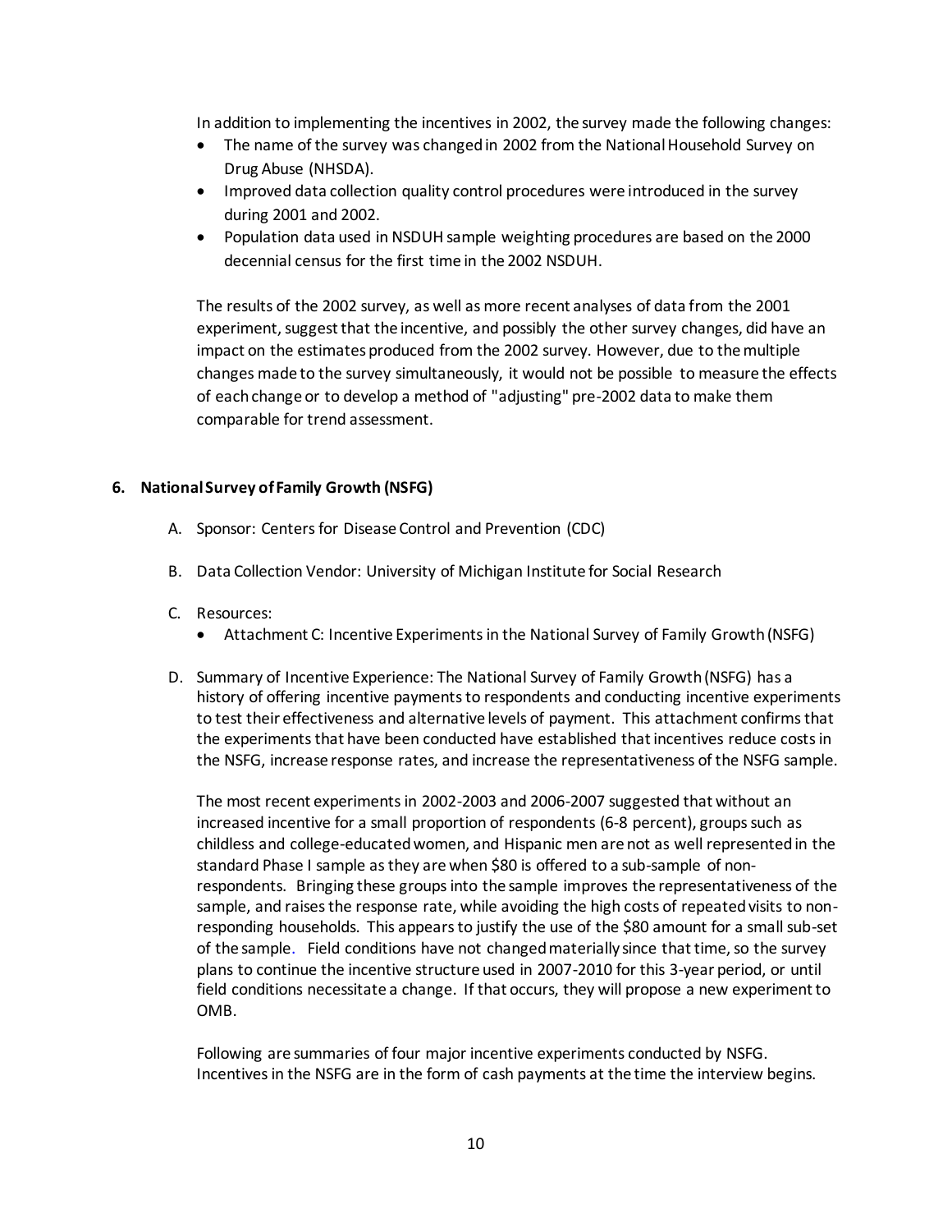In addition to implementing the incentives in 2002, the survey made the following changes:

- The name of the survey was changed in 2002 from the National Household Survey on Drug Abuse (NHSDA).
- Improved data collection quality control procedures were introduced in the survey during 2001 and 2002.
- Population data used in NSDUH sample weighting procedures are based on the 2000 decennial census for the first time in the 2002 NSDUH.

The results of the 2002 survey, as well as more recent analyses of data from the 2001 experiment, suggest that the incentive, and possibly the other survey changes, did have an impact on the estimates produced from the 2002 survey. However, due to the multiple changes made to the survey simultaneously, it would not be possible to measure the effects of each change or to develop a method of "adjusting" pre-2002 data to make them comparable for trend assessment.

### 6. National Survey of Family Growth (NSFG)

A. Sponsor: Centers for Disease Control and Prevention (CDC)

B. Data Collection Vendor: University of Michigan Institute for Social Research

C. Resources:
   - Attachment C: Incentive Experiments in the National Survey of Family Growth (NSFG)

D. Summary of Incentive Experience: The National Survey of Family Growth (NSFG) has a history of offering incentive payments to respondents and conducting incentive experiments to test their effectiveness and alternative levels of payment. This attachment confirms that the experiments that have been conducted have established that incentives reduce costs in the NSFG, increase response rates, and increase the representativeness of the NSFG sample.

   The most recent experiments in 2002-2003 and 2006-2007 suggested that without an increased incentive for a small proportion of respondents (6-8 percent), groups such as childless and college-educated women, and Hispanic men are not as well represented in the standard Phase I sample as they are when $80 is offered to a sub-sample of non-respondents. Bringing these groups into the sample improves the representativeness of the sample, and raises the response rate, while avoiding the high costs of repeated visits to non-responding households. This appears to justify the use of the $80 amount for a small sub-set of the sample. Field conditions have not changed materially since that time, so the survey plans to continue the incentive structure used in 2007-2010 for this 3-year period, or until field conditions necessitate a change. If that occurs, they will propose a new experiment to OMB.

   Following are summaries of four major incentive experiments conducted by NSFG. Incentives in the NSFG are in the form of cash payments at the time the interview begins.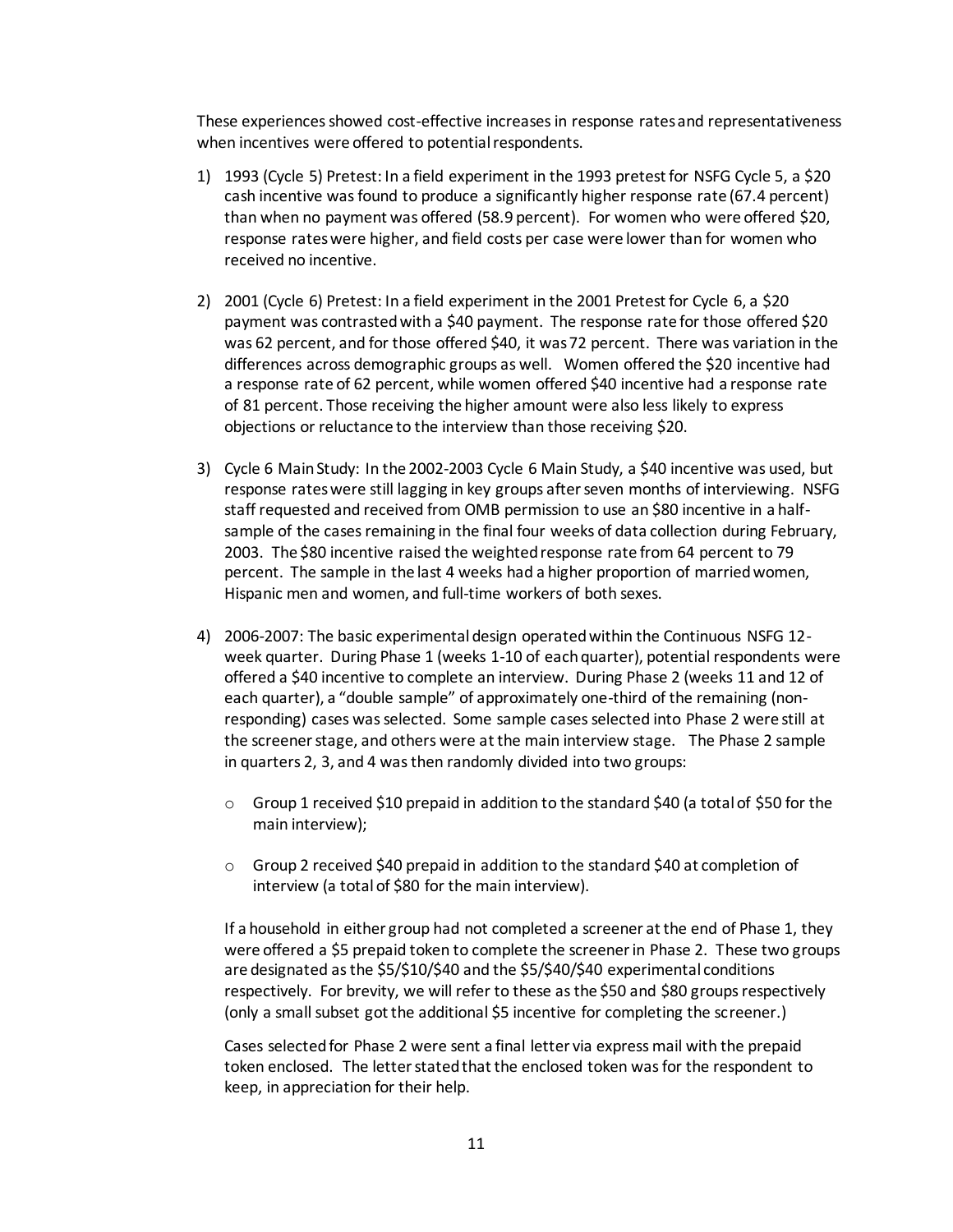These experiences showed cost-effective increases in response rates and representativeness when incentives were offered to potential respondents.

1) 1993 (Cycle 5) Pretest: In a field experiment in the 1993 pretest for NSFG Cycle 5, a $20 cash incentive was found to produce a significantly higher response rate (67.4 percent) than when no payment was offered (58.9 percent). For women who were offered $20, response rates were higher, and field costs per case were lower than for women who received no incentive.

2) 2001 (Cycle 6) Pretest: In a field experiment in the 2001 Pretest for Cycle 6, a $20 payment was contrasted with a $40 payment. The response rate for those offered $20 was 62 percent, and for those offered $40, it was 72 percent. There was variation in the differences across demographic groups as well. Women offered the $20 incentive had a response rate of 62 percent, while women offered $40 incentive had a response rate of 81 percent. Those receiving the higher amount were also less likely to express objections or reluctance to the interview than those receiving $20.

3) Cycle 6 Main Study: In the 2002-2003 Cycle 6 Main Study, a $40 incentive was used, but response rates were still lagging in key groups after seven months of interviewing. NSFG staff requested and received from OMB permission to use an $80 incentive in a half-sample of the cases remaining in the final four weeks of data collection during February, 2003. The $80 incentive raised the weighted response rate from 64 percent to 79 percent. The sample in the last 4 weeks had a higher proportion of married women, Hispanic men and women, and full-time workers of both sexes.

4) 2006-2007: The basic experimental design operated within the Continuous NSFG 12-week quarter. During Phase 1 (weeks 1-10 of each quarter), potential respondents were offered a $40 incentive to complete an interview. During Phase 2 (weeks 11 and 12 of each quarter), a "double sample" of approximately one-third of the remaining (non-responding) cases was selected. Some sample cases selected into Phase 2 were still at the screener stage, and others were at the main interview stage. The Phase 2 sample in quarters 2, 3, and 4 was then randomly divided into two groups:

   - Group 1 received $10 prepaid in addition to the standard $40 (a total of $50 for the main interview);
   - Group 2 received $40 prepaid in addition to the standard $40 at completion of interview (a total of $80 for the main interview).

   If a household in either group had not completed a screener at the end of Phase 1, they were offered a $5 prepaid token to complete the screener in Phase 2. These two groups are designated as the $5/$10/$40 and the $5/$40/$40 experimental conditions respectively. For brevity, we will refer to these as the $50 and $80 groups respectively (only a small subset got the additional $5 incentive for completing the screener.)

   Cases selected for Phase 2 were sent a final letter via express mail with the prepaid token enclosed. The letter stated that the enclosed token was for the respondent to keep, in appreciation for their help.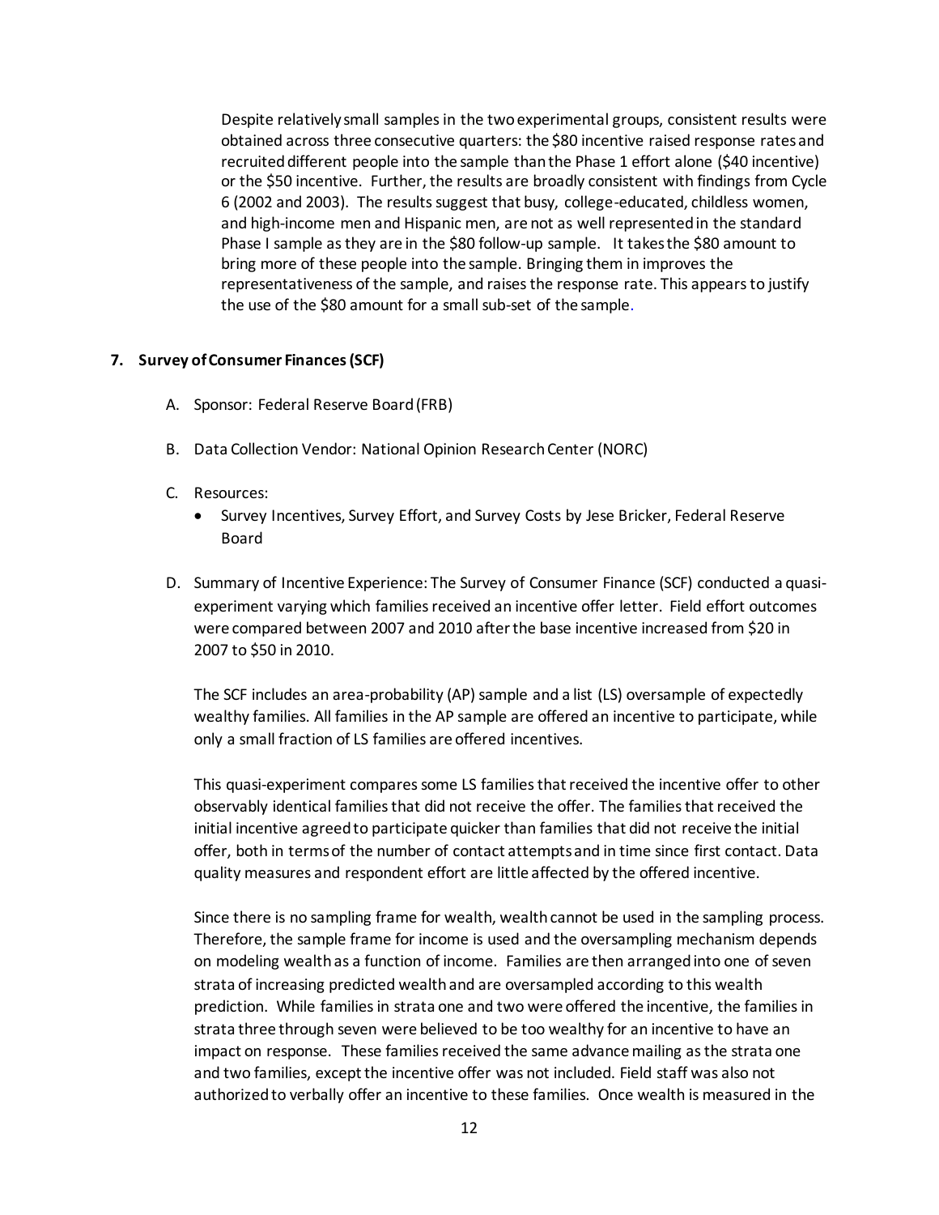Despite relatively small samples in the two experimental groups, consistent results were obtained across three consecutive quarters: the $80 incentive raised response rates and recruited different people into the sample than the Phase 1 effort alone ($40 incentive) or the $50 incentive. Further, the results are broadly consistent with findings from Cycle 6 (2002 and 2003). The results suggest that busy, college-educated, childless women, and high-income men and Hispanic men, are not as well represented in the standard Phase I sample as they are in the $80 follow-up sample. It takes the $80 amount to bring more of these people into the sample. Bringing them in improves the representativeness of the sample, and raises the response rate. This appears to justify the use of the $80 amount for a small sub-set of the sample.

**7. Survey of Consumer Finances (SCF)**

A. Sponsor: Federal Reserve Board (FRB)

B. Data Collection Vendor: National Opinion Research Center (NORC)

C. Resources:
   - Survey Incentives, Survey Effort, and Survey Costs by Jese Bricker, Federal Reserve Board

D. Summary of Incentive Experience: The Survey of Consumer Finance (SCF) conducted a quasi-experiment varying which families received an incentive offer letter. Field effort outcomes were compared between 2007 and 2010 after the base incentive increased from $20 in 2007 to $50 in 2010.

   The SCF includes an area-probability (AP) sample and a list (LS) oversample of expectedly wealthy families. All families in the AP sample are offered an incentive to participate, while only a small fraction of LS families are offered incentives.

   This quasi-experiment compares some LS families that received the incentive offer to other observably identical families that did not receive the offer. The families that received the initial incentive agreed to participate quicker than families that did not receive the initial offer, both in terms of the number of contact attempts and in time since first contact. Data quality measures and respondent effort are little affected by the offered incentive.

   Since there is no sampling frame for wealth, wealth cannot be used in the sampling process. Therefore, the sample frame for income is used and the oversampling mechanism depends on modeling wealth as a function of income. Families are then arranged into one of seven strata of increasing predicted wealth and are oversampled according to this wealth prediction. While families in strata one and two were offered the incentive, the families in strata three through seven were believed to be too wealthy for an incentive to have an impact on response. These families received the same advance mailing as the strata one and two families, except the incentive offer was not included. Field staff was also not authorized to verbally offer an incentive to these families. Once wealth is measured in the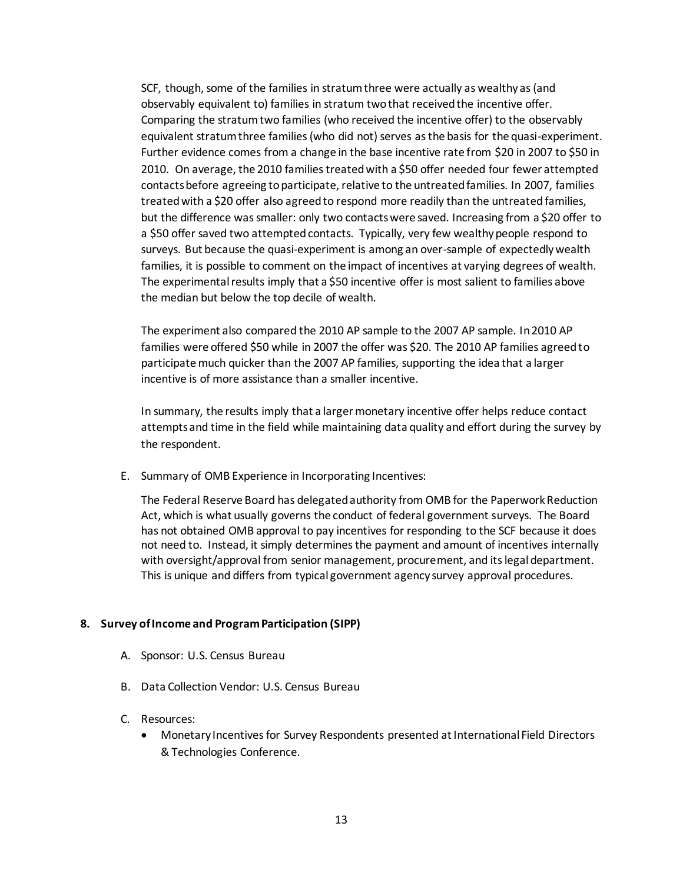SCF, though, some of the families in stratum three were actually as wealthy as (and observably equivalent to) families in stratum two that received the incentive offer. Comparing the stratum two families (who received the incentive offer) to the observably equivalent stratum three families (who did not) serves as the basis for the quasi-experiment. Further evidence comes from a change in the base incentive rate from $20 in 2007 to $50 in 2010. On average, the 2010 families treated with a $50 offer needed four fewer attempted contacts before agreeing to participate, relative to the untreated families. In 2007, families treated with a $20 offer also agreed to respond more readily than the untreated families, but the difference was smaller: only two contacts were saved. Increasing from a $20 offer to a $50 offer saved two attempted contacts. Typically, very few wealthy people respond to surveys. But because the quasi-experiment is among an over-sample of expectedly wealth families, it is possible to comment on the impact of incentives at varying degrees of wealth. The experimental results imply that a $50 incentive offer is most salient to families above the median but below the top decile of wealth.

The experiment also compared the 2010 AP sample to the 2007 AP sample. In 2010 AP families were offered $50 while in 2007 the offer was $20. The 2010 AP families agreed to participate much quicker than the 2007 AP families, supporting the idea that a larger incentive is of more assistance than a smaller incentive.

In summary, the results imply that a larger monetary incentive offer helps reduce contact attempts and time in the field while maintaining data quality and effort during the survey by the respondent.

E. Summary of OMB Experience in Incorporating Incentives:

The Federal Reserve Board has delegated authority from OMB for the Paperwork Reduction Act, which is what usually governs the conduct of federal government surveys. The Board has not obtained OMB approval to pay incentives for responding to the SCF because it does not need to. Instead, it simply determines the payment and amount of incentives internally with oversight/approval from senior management, procurement, and its legal department. This is unique and differs from typical government agency survey approval procedures.

**8. Survey of Income and Program Participation (SIPP)**

A. Sponsor: U.S. Census Bureau

B. Data Collection Vendor: U.S. Census Bureau

C. Resources:

- Monetary Incentives for Survey Respondents presented at International Field Directors & Technologies Conference.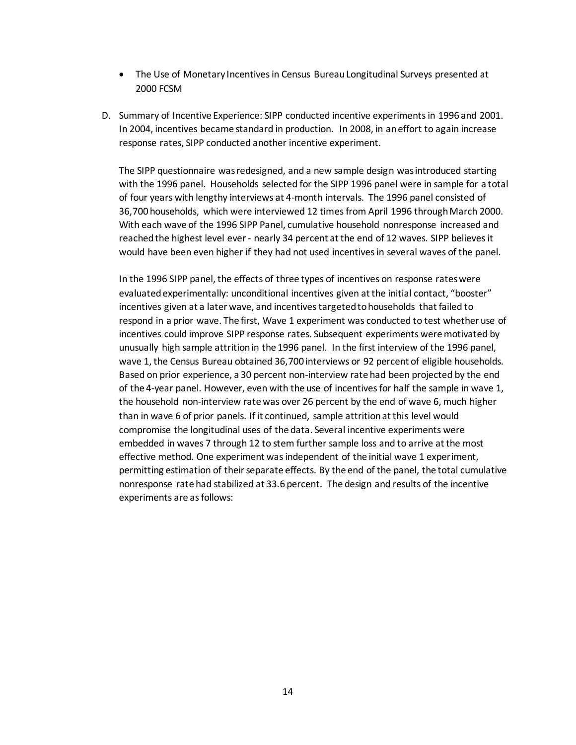- The Use of Monetary Incentives in Census Bureau Longitudinal Surveys presented at 2000 FCSM

D. Summary of Incentive Experience: SIPP conducted incentive experiments in 1996 and 2001. In 2004, incentives became standard in production. In 2008, in an effort to again increase response rates, SIPP conducted another incentive experiment.

   The SIPP questionnaire was redesigned, and a new sample design was introduced starting with the 1996 panel. Households selected for the SIPP 1996 panel were in sample for a total of four years with lengthy interviews at 4-month intervals. The 1996 panel consisted of 36,700 households, which were interviewed 12 times from April 1996 through March 2000. With each wave of the 1996 SIPP Panel, cumulative household nonresponse increased and reached the highest level ever - nearly 34 percent at the end of 12 waves. SIPP believes it would have been even higher if they had not used incentives in several waves of the panel.

   In the 1996 SIPP panel, the effects of three types of incentives on response rates were evaluated experimentally: unconditional incentives given at the initial contact, "booster" incentives given at a later wave, and incentives targeted to households that failed to respond in a prior wave. The first, Wave 1 experiment was conducted to test whether use of incentives could improve SIPP response rates. Subsequent experiments were motivated by unusually high sample attrition in the 1996 panel. In the first interview of the 1996 panel, wave 1, the Census Bureau obtained 36,700 interviews or 92 percent of eligible households. Based on prior experience, a 30 percent non-interview rate had been projected by the end of the 4-year panel. However, even with the use of incentives for half the sample in wave 1, the household non-interview rate was over 26 percent by the end of wave 6, much higher than in wave 6 of prior panels. If it continued, sample attrition at this level would compromise the longitudinal uses of the data. Several incentive experiments were embedded in waves 7 through 12 to stem further sample loss and to arrive at the most effective method. One experiment was independent of the initial wave 1 experiment, permitting estimation of their separate effects. By the end of the panel, the total cumulative nonresponse rate had stabilized at 33.6 percent. The design and results of the incentive experiments are as follows: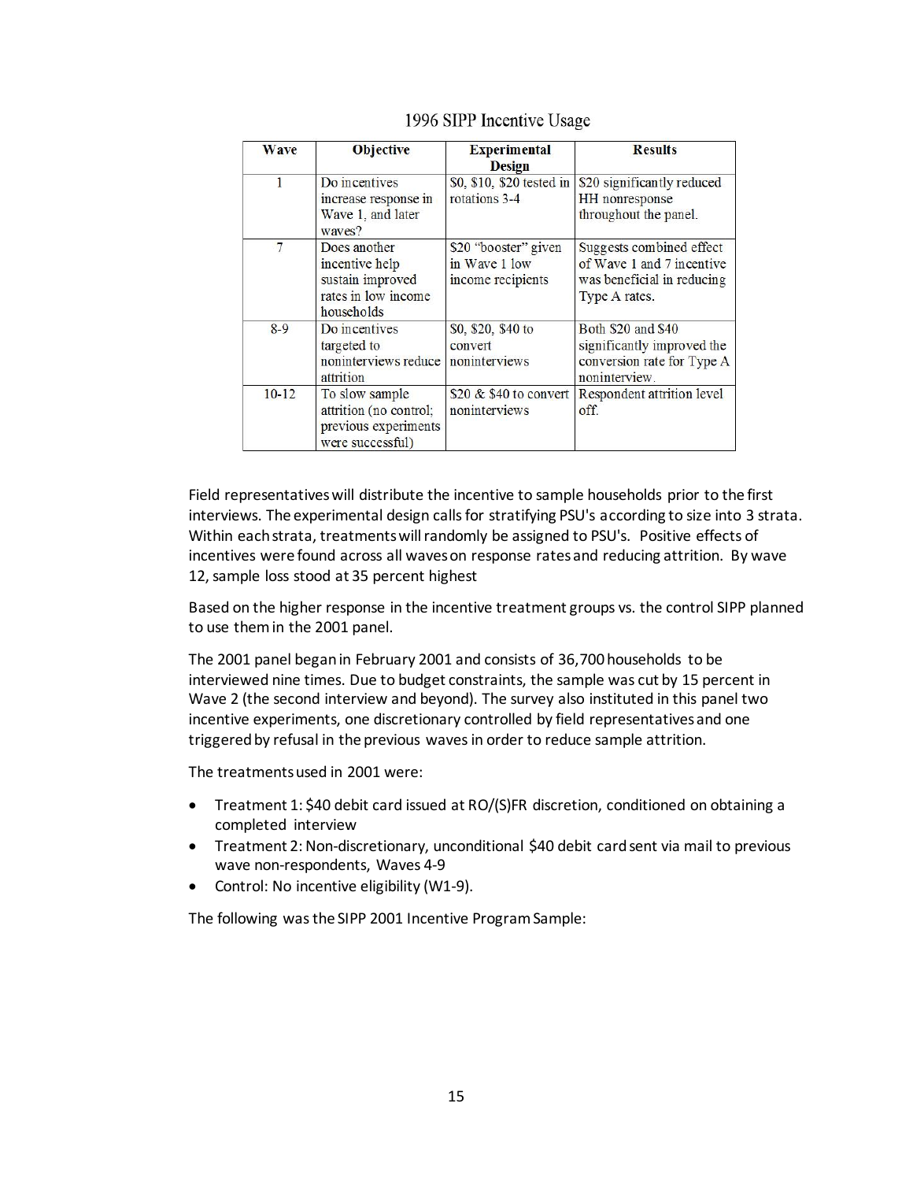1996 SIPP Incentive Usage

| Wave | Objective | Experimental Design | Results |
|---|---|---|---|
| 1 | Do incentives increase response in Wave 1, and later waves? | $0, $10, $20 tested in rotations 3-4 | $20 significantly reduced HH nonresponse throughout the panel. |
| 7 | Does another incentive help sustain improved rates in low income households | $20 "booster" given in Wave 1 low income recipients | Suggests combined effect of Wave 1 and 7 incentive was beneficial in reducing Type A rates. |
| 8-9 | Do incentives targeted to noninterviews reduce attrition | $0, $20, $40 to convert noninterviews | Both $20 and $40 significantly improved the conversion rate for Type A noninterview. |
| 10-12 | To slow sample attrition (no control; previous experiments were successful) | $20 & $40 to convert noninterviews | Respondent attrition level off. |

Field representatives will distribute the incentive to sample households prior to the first interviews. The experimental design calls for stratifying PSU's according to size into 3 strata. Within each strata, treatments will randomly be assigned to PSU's. Positive effects of incentives were found across all waves on response rates and reducing attrition. By wave 12, sample loss stood at 35 percent highest

Based on the higher response in the incentive treatment groups vs. the control SIPP planned to use them in the 2001 panel.

The 2001 panel began in February 2001 and consists of 36,700 households to be interviewed nine times. Due to budget constraints, the sample was cut by 15 percent in Wave 2 (the second interview and beyond). The survey also instituted in this panel two incentive experiments, one discretionary controlled by field representatives and one triggered by refusal in the previous waves in order to reduce sample attrition.

The treatments used in 2001 were:

- Treatment 1: $40 debit card issued at RO/(S)FR discretion, conditioned on obtaining a completed interview
- Treatment 2: Non-discretionary, unconditional $40 debit card sent via mail to previous wave non-respondents, Waves 4-9
- Control: No incentive eligibility (W1-9).

The following was the SIPP 2001 Incentive Program Sample: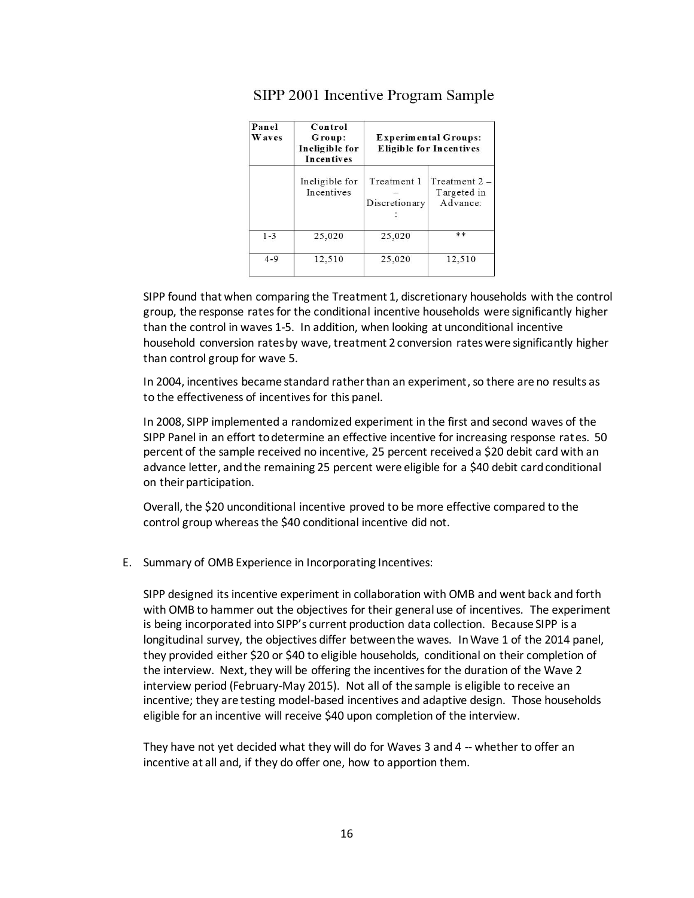### SIPP 2001 Incentive Program Sample

| Panel Waves | Control Group: Ineligible for Incentives | Experimental Groups: Eligible for Incentives | |
|---|---|---|---|
| | Ineligible for Incentives | Treatment 1 – Discretionary: | Treatment 2 – Targeted in Advance: |
| 1-3 | 25,020 | 25,020 | ** |
| 4-9 | 12,510 | 25,020 | 12,510 |

SIPP found that when comparing the Treatment 1, discretionary households with the control group, the response rates for the conditional incentive households were significantly higher than the control in waves 1-5. In addition, when looking at unconditional incentive household conversion rates by wave, treatment 2 conversion rates were significantly higher than control group for wave 5.

In 2004, incentives became standard rather than an experiment, so there are no results as to the effectiveness of incentives for this panel.

In 2008, SIPP implemented a randomized experiment in the first and second waves of the SIPP Panel in an effort to determine an effective incentive for increasing response rates. 50 percent of the sample received no incentive, 25 percent received a $20 debit card with an advance letter, and the remaining 25 percent were eligible for a $40 debit card conditional on their participation.

Overall, the $20 unconditional incentive proved to be more effective compared to the control group whereas the $40 conditional incentive did not.

E. Summary of OMB Experience in Incorporating Incentives:

SIPP designed its incentive experiment in collaboration with OMB and went back and forth with OMB to hammer out the objectives for their general use of incentives. The experiment is being incorporated into SIPP's current production data collection. Because SIPP is a longitudinal survey, the objectives differ between the waves. In Wave 1 of the 2014 panel, they provided either $20 or $40 to eligible households, conditional on their completion of the interview. Next, they will be offering the incentives for the duration of the Wave 2 interview period (February-May 2015). Not all of the sample is eligible to receive an incentive; they are testing model-based incentives and adaptive design. Those households eligible for an incentive will receive $40 upon completion of the interview.

They have not yet decided what they will do for Waves 3 and 4 -- whether to offer an incentive at all and, if they do offer one, how to apportion them.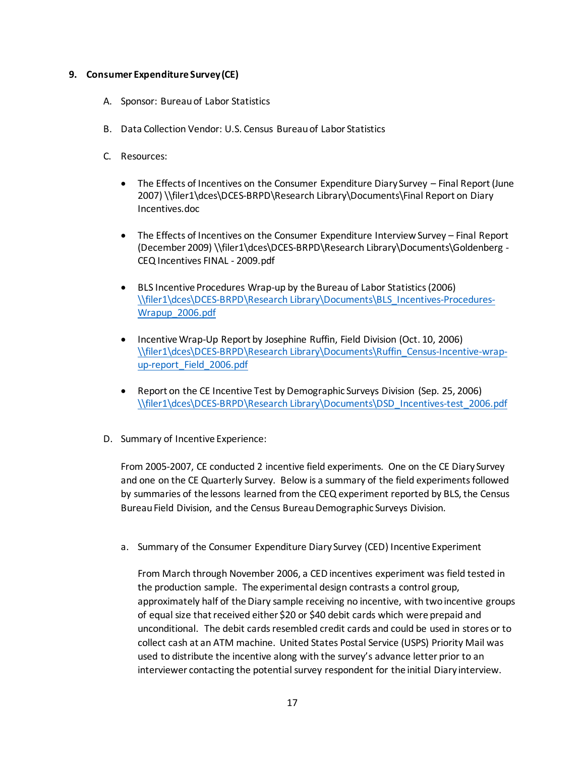9. **Consumer Expenditure Survey (CE)**

   A. Sponsor: Bureau of Labor Statistics

   B. Data Collection Vendor: U.S. Census Bureau of Labor Statistics

   C. Resources:

   - The Effects of Incentives on the Consumer Expenditure Diary Survey – Final Report (June 2007) \\filer1\dces\DCES-BRPD\Research Library\Documents\Final Report on Diary Incentives.doc
   - The Effects of Incentives on the Consumer Expenditure Interview Survey – Final Report (December 2009) \\filer1\dces\DCES-BRPD\Research Library\Documents\Goldenberg - CEQ Incentives FINAL - 2009.pdf
   - BLS Incentive Procedures Wrap-up by the Bureau of Labor Statistics (2006) \\filer1\dces\DCES-BRPD\Research Library\Documents\BLS_Incentives-Procedures-Wrapup_2006.pdf
   - Incentive Wrap-Up Report by Josephine Ruffin, Field Division (Oct. 10, 2006) \\filer1\dces\DCES-BRPD\Research Library\Documents\Ruffin_Census-Incentive-wrap-up-report_Field_2006.pdf
   - Report on the CE Incentive Test by Demographic Surveys Division (Sep. 25, 2006) \\filer1\dces\DCES-BRPD\Research Library\Documents\DSD_Incentives-test_2006.pdf

   D. Summary of Incentive Experience:

   From 2005-2007, CE conducted 2 incentive field experiments. One on the CE Diary Survey and one on the CE Quarterly Survey. Below is a summary of the field experiments followed by summaries of the lessons learned from the CEQ experiment reported by BLS, the Census Bureau Field Division, and the Census Bureau Demographic Surveys Division.

   a. Summary of the Consumer Expenditure Diary Survey (CED) Incentive Experiment

      From March through November 2006, a CED incentives experiment was field tested in the production sample. The experimental design contrasts a control group, approximately half of the Diary sample receiving no incentive, with two incentive groups of equal size that received either $20 or $40 debit cards which were prepaid and unconditional. The debit cards resembled credit cards and could be used in stores or to collect cash at an ATM machine. United States Postal Service (USPS) Priority Mail was used to distribute the incentive along with the survey's advance letter prior to an interviewer contacting the potential survey respondent for the initial Diary interview.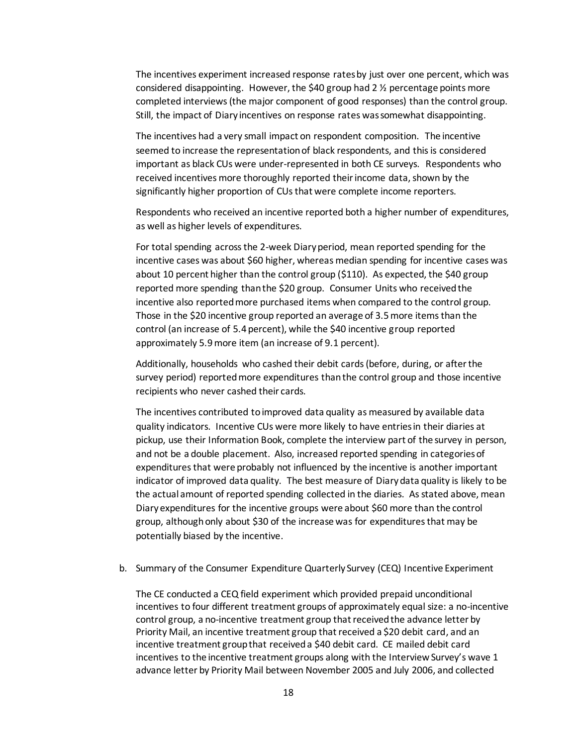The incentives experiment increased response rates by just over one percent, which was considered disappointing. However, the $40 group had 2 ½ percentage points more completed interviews (the major component of good responses) than the control group. Still, the impact of Diary incentives on response rates was somewhat disappointing.

The incentives had a very small impact on respondent composition. The incentive seemed to increase the representation of black respondents, and this is considered important as black CUs were under-represented in both CE surveys. Respondents who received incentives more thoroughly reported their income data, shown by the significantly higher proportion of CUs that were complete income reporters.

Respondents who received an incentive reported both a higher number of expenditures, as well as higher levels of expenditures.

For total spending across the 2-week Diary period, mean reported spending for the incentive cases was about $60 higher, whereas median spending for incentive cases was about 10 percent higher than the control group ($110). As expected, the $40 group reported more spending than the $20 group. Consumer Units who received the incentive also reported more purchased items when compared to the control group. Those in the $20 incentive group reported an average of 3.5 more items than the control (an increase of 5.4 percent), while the $40 incentive group reported approximately 5.9 more item (an increase of 9.1 percent).

Additionally, households who cashed their debit cards (before, during, or after the survey period) reported more expenditures than the control group and those incentive recipients who never cashed their cards.

The incentives contributed to improved data quality as measured by available data quality indicators. Incentive CUs were more likely to have entries in their diaries at pickup, use their Information Book, complete the interview part of the survey in person, and not be a double placement. Also, increased reported spending in categories of expenditures that were probably not influenced by the incentive is another important indicator of improved data quality. The best measure of Diary data quality is likely to be the actual amount of reported spending collected in the diaries. As stated above, mean Diary expenditures for the incentive groups were about $60 more than the control group, although only about $30 of the increase was for expenditures that may be potentially biased by the incentive.

b. Summary of the Consumer Expenditure Quarterly Survey (CEQ) Incentive Experiment

The CE conducted a CEQ field experiment which provided prepaid unconditional incentives to four different treatment groups of approximately equal size: a no-incentive control group, a no-incentive treatment group that received the advance letter by Priority Mail, an incentive treatment group that received a $20 debit card, and an incentive treatment group that received a $40 debit card. CE mailed debit card incentives to the incentive treatment groups along with the Interview Survey's wave 1 advance letter by Priority Mail between November 2005 and July 2006, and collected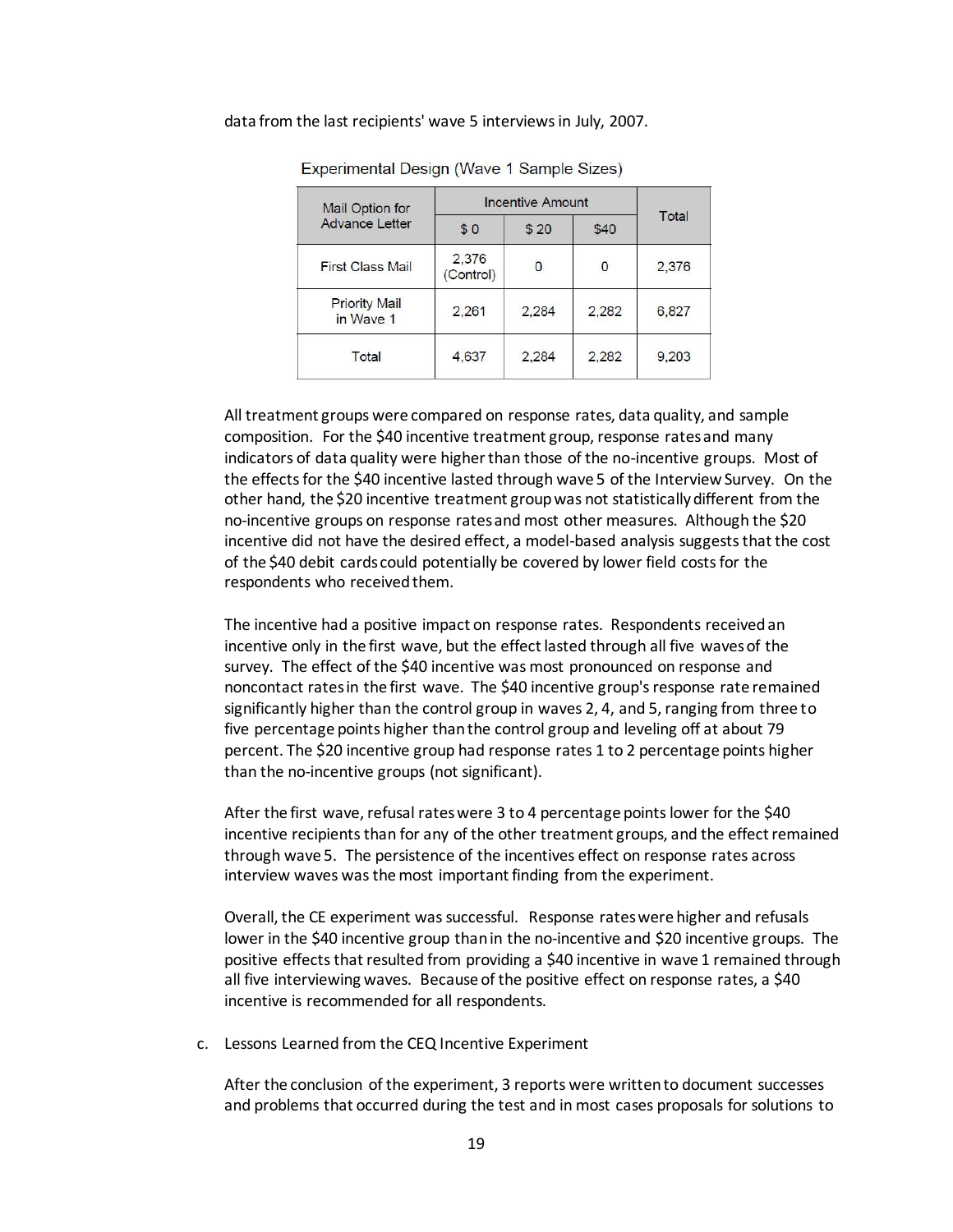data from the last recipients' wave 5 interviews in July, 2007.

Experimental Design (Wave 1 Sample Sizes)

| Mail Option for Advance Letter | Incentive Amount | | | Total |
|---|---|---|---|---|
| | $0 | $20 | $40 | |
| First Class Mail | 2,376 (Control) | 0 | 0 | 2,376 |
| Priority Mail in Wave 1 | 2,261 | 2,284 | 2,282 | 6,827 |
| Total | 4,637 | 2,284 | 2,282 | 9,203 |

All treatment groups were compared on response rates, data quality, and sample composition. For the $40 incentive treatment group, response rates and many indicators of data quality were higher than those of the no-incentive groups. Most of the effects for the $40 incentive lasted through wave 5 of the Interview Survey. On the other hand, the $20 incentive treatment group was not statistically different from the no-incentive groups on response rates and most other measures. Although the $20 incentive did not have the desired effect, a model-based analysis suggests that the cost of the $40 debit cards could potentially be covered by lower field costs for the respondents who received them.

The incentive had a positive impact on response rates. Respondents received an incentive only in the first wave, but the effect lasted through all five waves of the survey. The effect of the $40 incentive was most pronounced on response and noncontact rates in the first wave. The $40 incentive group's response rate remained significantly higher than the control group in waves 2, 4, and 5, ranging from three to five percentage points higher than the control group and leveling off at about 79 percent. The $20 incentive group had response rates 1 to 2 percentage points higher than the no-incentive groups (not significant).

After the first wave, refusal rates were 3 to 4 percentage points lower for the $40 incentive recipients than for any of the other treatment groups, and the effect remained through wave 5. The persistence of the incentives effect on response rates across interview waves was the most important finding from the experiment.

Overall, the CE experiment was successful. Response rates were higher and refusals lower in the $40 incentive group than in the no-incentive and $20 incentive groups. The positive effects that resulted from providing a $40 incentive in wave 1 remained through all five interviewing waves. Because of the positive effect on response rates, a $40 incentive is recommended for all respondents.

c. Lessons Learned from the CEQ Incentive Experiment

After the conclusion of the experiment, 3 reports were written to document successes and problems that occurred during the test and in most cases proposals for solutions to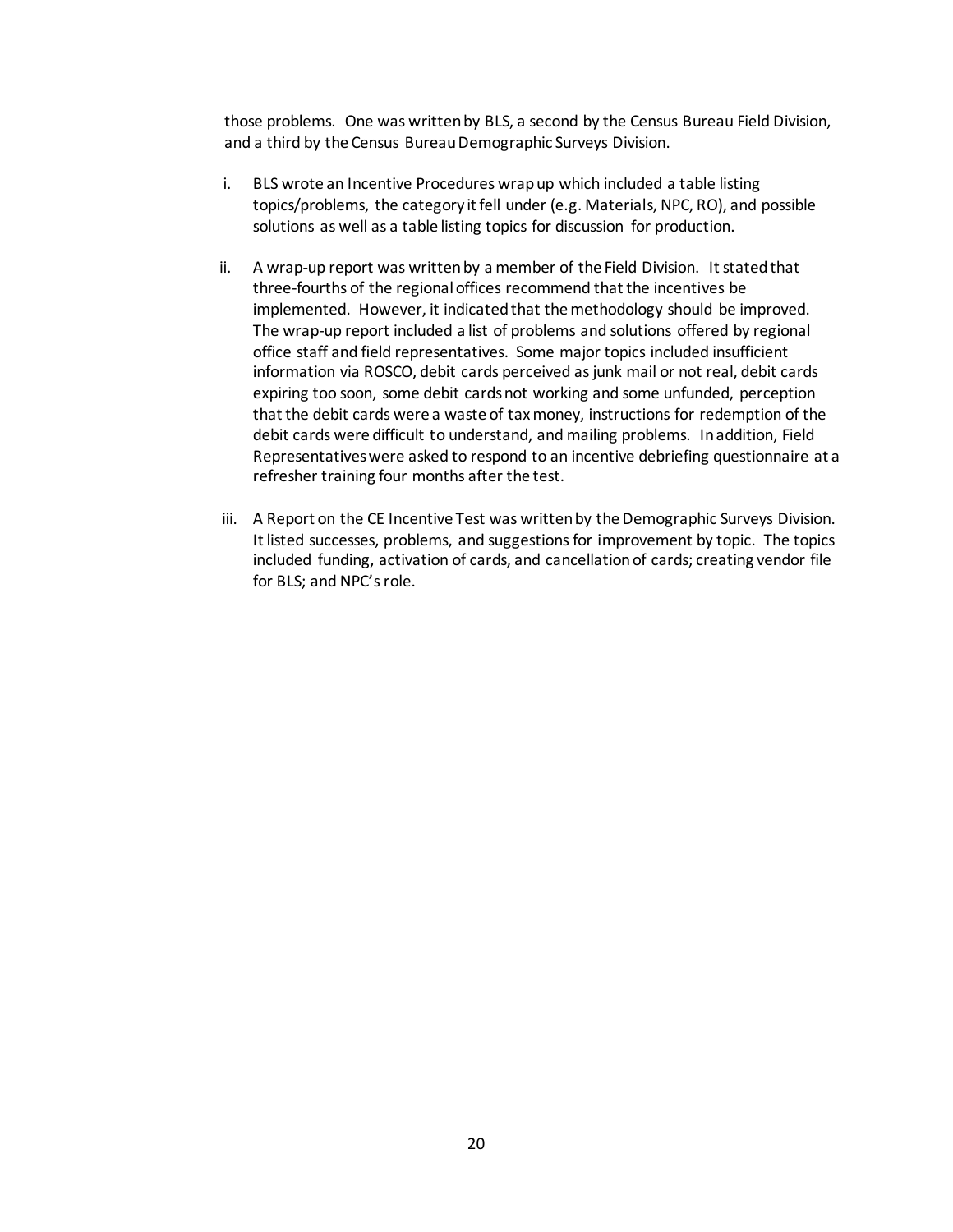those problems. One was written by BLS, a second by the Census Bureau Field Division, and a third by the Census Bureau Demographic Surveys Division.

i. BLS wrote an Incentive Procedures wrap up which included a table listing topics/problems, the category it fell under (e.g. Materials, NPC, RO), and possible solutions as well as a table listing topics for discussion for production.

ii. A wrap-up report was written by a member of the Field Division. It stated that three-fourths of the regional offices recommend that the incentives be implemented. However, it indicated that the methodology should be improved. The wrap-up report included a list of problems and solutions offered by regional office staff and field representatives. Some major topics included insufficient information via ROSCO, debit cards perceived as junk mail or not real, debit cards expiring too soon, some debit cards not working and some unfunded, perception that the debit cards were a waste of tax money, instructions for redemption of the debit cards were difficult to understand, and mailing problems. In addition, Field Representatives were asked to respond to an incentive debriefing questionnaire at a refresher training four months after the test.

iii. A Report on the CE Incentive Test was written by the Demographic Surveys Division. It listed successes, problems, and suggestions for improvement by topic. The topics included funding, activation of cards, and cancellation of cards; creating vendor file for BLS; and NPC's role.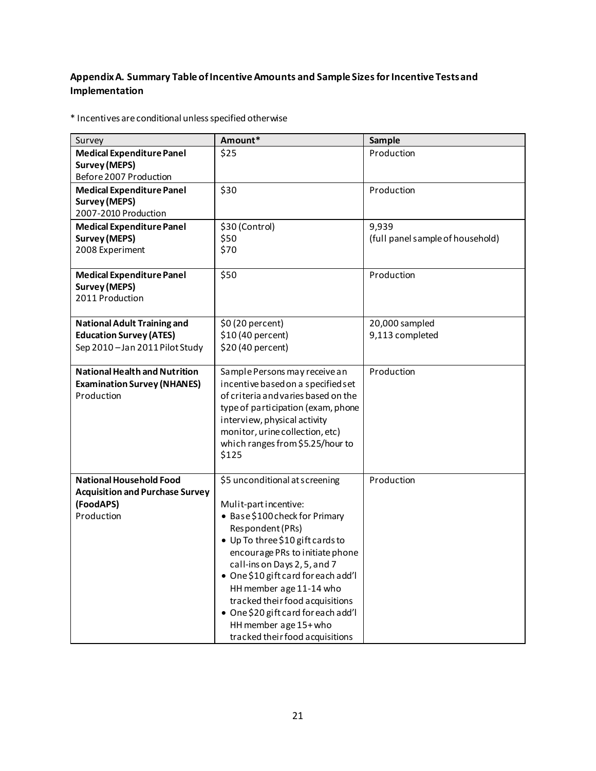### Appendix A. Summary Table of Incentive Amounts and Sample Sizes for Incentive Tests and Implementation

* Incentives are conditional unless specified otherwise

| Survey | Amount* | Sample |
|---|---|---|
| **Medical Expenditure Panel Survey (MEPS)**<br>Before 2007 Production | $25 | Production |
| **Medical Expenditure Panel Survey (MEPS)**<br>2007-2010 Production | $30 | Production |
| **Medical Expenditure Panel Survey (MEPS)**<br>2008 Experiment | $30 (Control)<br>$50<br>$70 | 9,939<br>(full panel sample of household) |
| **Medical Expenditure Panel Survey (MEPS)**<br>2011 Production | $50 | Production |
| **National Adult Training and Education Survey (ATES)**<br>Sep 2010 – Jan 2011 Pilot Study | $0 (20 percent)<br>$10 (40 percent)<br>$20 (40 percent) | 20,000 sampled<br>9,113 completed |
| **National Health and Nutrition Examination Survey (NHANES)**<br>Production | Sample Persons may receive an incentive based on a specified set of criteria and varies based on the type of participation (exam, phone interview, physical activity monitor, urine collection, etc) which ranges from $5.25/hour to $125 | Production |
| **National Household Food Acquisition and Purchase Survey (FoodAPS)**<br>Production | $5 unconditional at screening<br><br>Mulit-part incentive:<br>• Base $100 check for Primary Respondent (PRs)<br>• Up To three $10 gift cards to encourage PRs to initiate phone call-ins on Days 2, 5, and 7<br>• One $10 gift card for each add'l HH member age 11-14 who tracked their food acquisitions<br>• One $20 gift card for each add'l HH member age 15+ who tracked their food acquisitions | Production |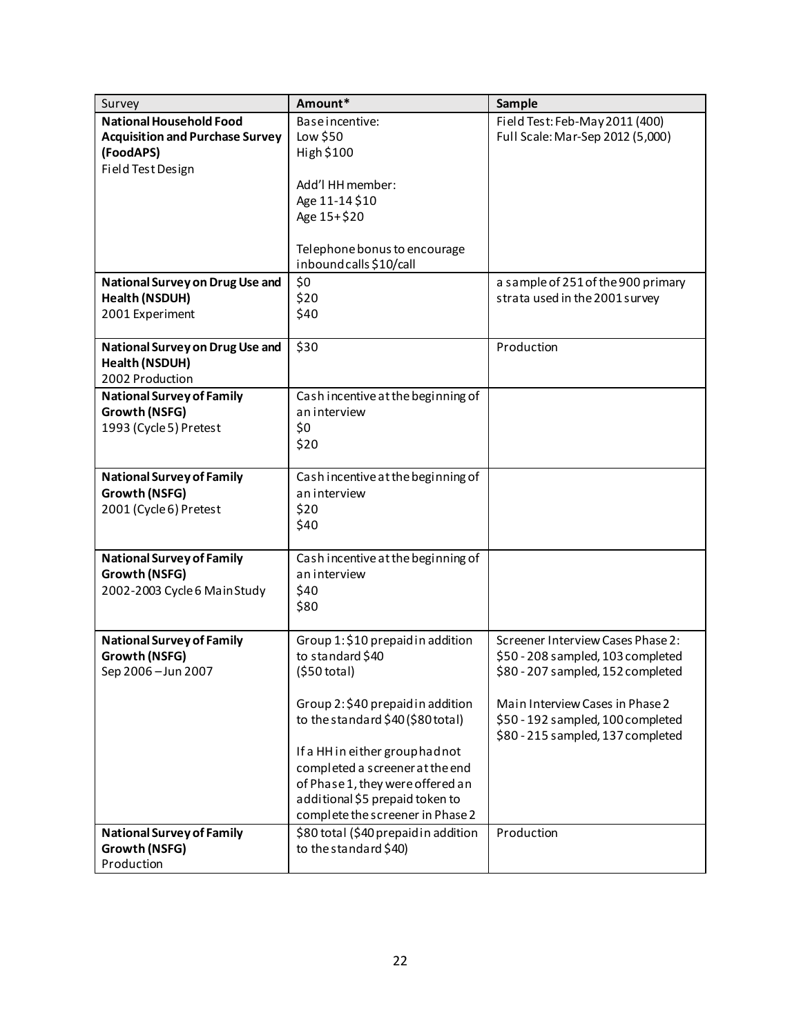| Survey | Amount* | Sample |
|---|---|---|
| **National Household Food Acquisition and Purchase Survey (FoodAPS)**<br>Field Test Design | Base incentive:<br>Low $50<br>High $100<br><br>Add'l HH member:<br>Age 11-14 $10<br>Age 15+ $20<br><br>Telephone bonus to encourage inbound calls $10/call | Field Test: Feb-May 2011 (400)<br>Full Scale: Mar-Sep 2012 (5,000) |
| **National Survey on Drug Use and Health (NSDUH)**<br>2001 Experiment | $0<br>$20<br>$40 | a sample of 251 of the 900 primary strata used in the 2001 survey |
| **National Survey on Drug Use and Health (NSDUH)**<br>2002 Production | $30 | Production |
| **National Survey of Family Growth (NSFG)**<br>1993 (Cycle 5) Pretest | Cash incentive at the beginning of an interview<br>$0<br>$20 | |
| **National Survey of Family Growth (NSFG)**<br>2001 (Cycle 6) Pretest | Cash incentive at the beginning of an interview<br>$20<br>$40 | |
| **National Survey of Family Growth (NSFG)**<br>2002-2003 Cycle 6 Main Study | Cash incentive at the beginning of an interview<br>$40<br>$80 | |
| **National Survey of Family Growth (NSFG)**<br>Sep 2006 – Jun 2007 | Group 1: $10 prepaid in addition to standard $40<br>($50 total)<br><br>Group 2: $40 prepaid in addition to the standard $40 ($80 total)<br><br>If a HH in either group had not completed a screener at the end of Phase 1, they were offered an additional $5 prepaid token to complete the screener in Phase 2 | Screener Interview Cases Phase 2:<br>$50 - 208 sampled, 103 completed<br>$80 - 207 sampled, 152 completed<br><br>Main Interview Cases in Phase 2<br>$50 - 192 sampled, 100 completed<br>$80 - 215 sampled, 137 completed |
| **National Survey of Family Growth (NSFG)**<br>Production | $80 total ($40 prepaid in addition to the standard $40) | Production |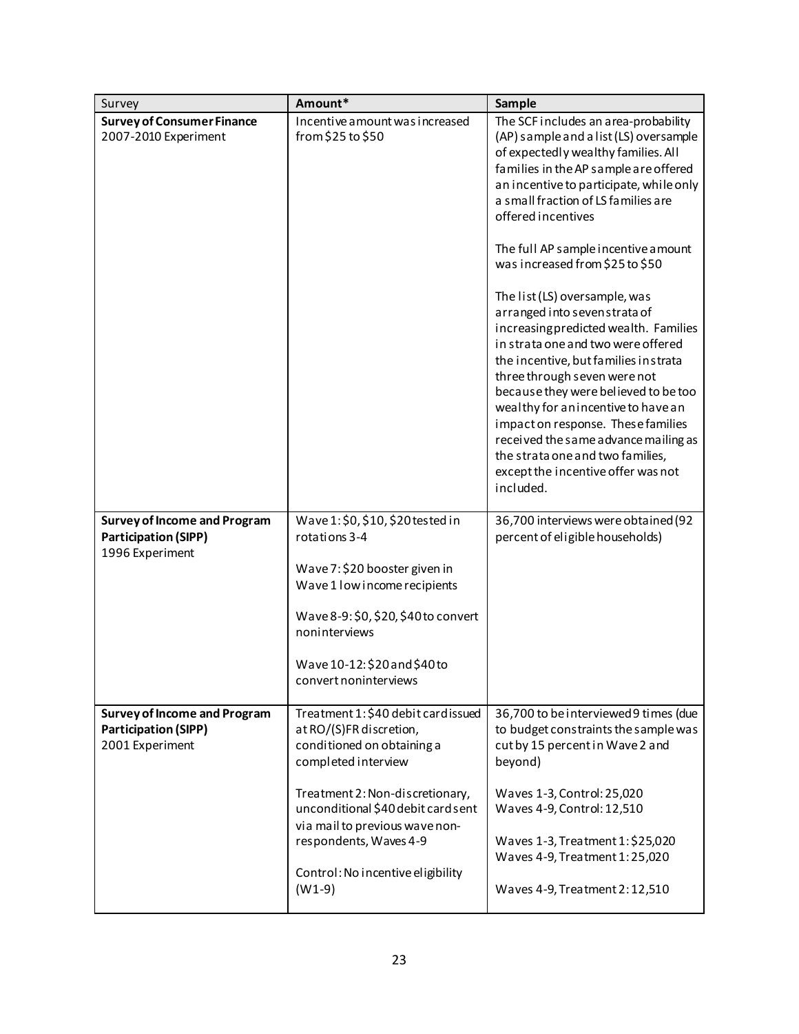| Survey | Amount* | Sample |
|---|---|---|
| **Survey of Consumer Finance**<br>2007-2010 Experiment | Incentive amount was increased from $25 to $50 | The SCF includes an area-probability (AP) sample and a list (LS) oversample of expectedly wealthy families. All families in the AP sample are offered an incentive to participate, while only a small fraction of LS families are offered incentives<br><br>The full AP sample incentive amount was increased from $25 to $50<br><br>The list (LS) oversample, was arranged into seven strata of increasing predicted wealth. Families in strata one and two were offered the incentive, but families in strata three through seven were not because they were believed to be too wealthy for an incentive to have an impact on response. These families received the same advance mailing as the strata one and two families, except the incentive offer was not included. |
| **Survey of Income and Program Participation (SIPP)**<br>1996 Experiment | Wave 1: $0, $10, $20 tested in rotations 3-4<br><br>Wave 7: $20 booster given in Wave 1 low income recipients<br><br>Wave 8-9: $0, $20, $40 to convert noninterviews<br><br>Wave 10-12: $20 and $40 to convert noninterviews | 36,700 interviews were obtained (92 percent of eligible households) |
| **Survey of Income and Program Participation (SIPP)**<br>2001 Experiment | Treatment 1: $40 debit card issued at RO/(S)FR discretion, conditioned on obtaining a completed interview<br><br>Treatment 2: Non-discretionary, unconditional $40 debit card sent via mail to previous wave non-respondents, Waves 4-9<br><br>Control: No incentive eligibility (W1-9) | 36,700 to be interviewed 9 times (due to budget constraints the sample was cut by 15 percent in Wave 2 and beyond)<br><br>Waves 1-3, Control: 25,020<br>Waves 4-9, Control: 12,510<br><br>Waves 1-3, Treatment 1: $25,020<br>Waves 4-9, Treatment 1: 25,020<br><br>Waves 4-9, Treatment 2: 12,510 |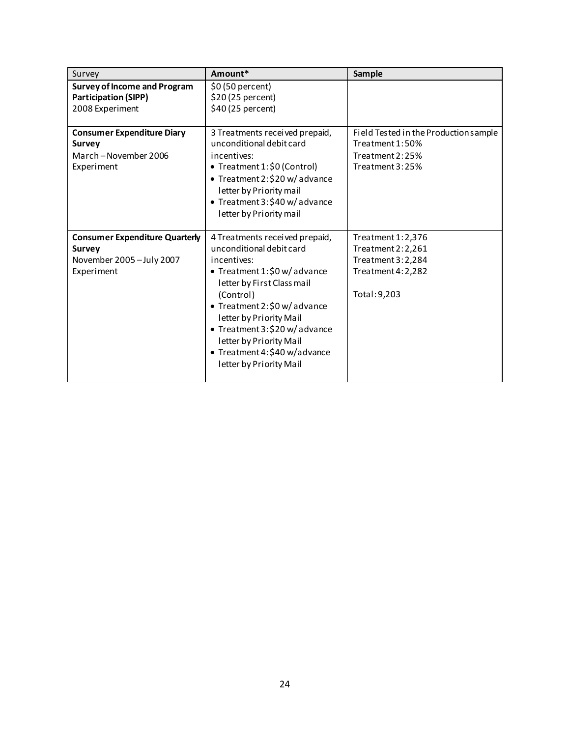| Survey | **Amount*** | **Sample** |
|---|---|---|
| **Survey of Income and Program Participation (SIPP)**<br>2008 Experiment | $0 (50 percent)<br>$20 (25 percent)<br>$40 (25 percent) | |
| **Consumer Expenditure Diary Survey**<br>March – November 2006 Experiment | 3 Treatments received prepaid, unconditional debit card incentives:<br>• Treatment 1: $0 (Control)<br>• Treatment 2: $20 w/ advance letter by Priority mail<br>• Treatment 3: $40 w/ advance letter by Priority mail | Field Tested in the Production sample<br>Treatment 1: 50%<br>Treatment 2: 25%<br>Treatment 3: 25% |
| **Consumer Expenditure Quarterly Survey**<br>November 2005 – July 2007 Experiment | 4 Treatments received prepaid, unconditional debit card incentives:<br>• Treatment 1: $0 w/ advance letter by First Class mail (Control)<br>• Treatment 2: $0 w/ advance letter by Priority Mail<br>• Treatment 3: $20 w/ advance letter by Priority Mail<br>• Treatment 4: $40 w/advance letter by Priority Mail | Treatment 1: 2,376<br>Treatment 2: 2,261<br>Treatment 3: 2,284<br>Treatment 4: 2,282<br><br>Total: 9,203 |